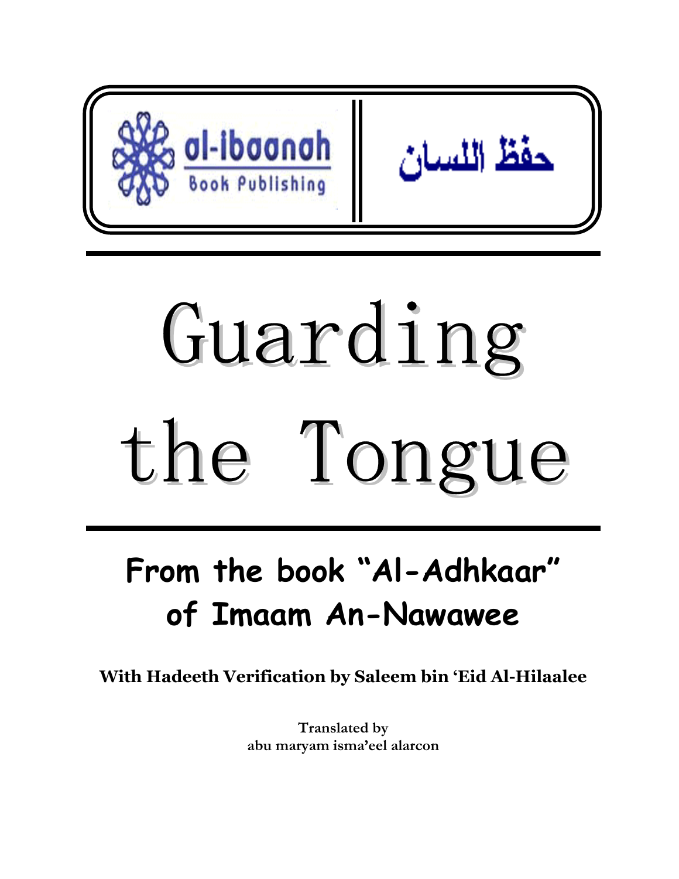al-ibaanah
Book Publishing

حفظ اللسان

# Guarding the Tongue

## From the book "Al-Adhkaar" of Imaam An-Nawawee

**With Hadeeth Verification by Saleem bin 'Eid Al-Hilaalee**

**Translated by**
**abu maryam isma'eel alarcon**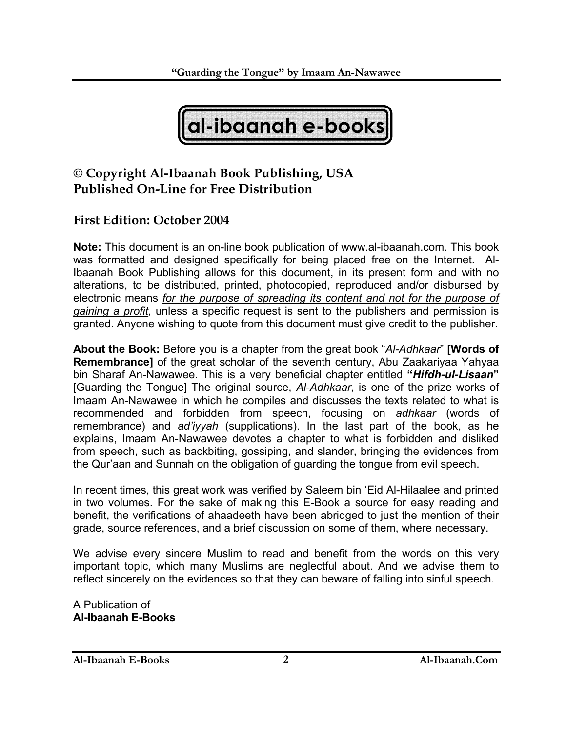**al-ibaanah e-books**

## © Copyright Al-Ibaanah Book Publishing, USA
## Published On-Line for Free Distribution

## First Edition: October 2004

**Note:** This document is an on-line book publication of www.al-ibaanah.com. This book was formatted and designed specifically for being placed free on the Internet. Al-Ibaanah Book Publishing allows for this document, in its present form and with no alterations, to be distributed, printed, photocopied, reproduced and/or disbursed by electronic means *for the purpose of spreading its content and not for the purpose of gaining a profit,* unless a specific request is sent to the publishers and permission is granted. Anyone wishing to quote from this document must give credit to the publisher.

**About the Book:** Before you is a chapter from the great book "*Al-Adhkaar*" **[Words of Remembrance]** of the great scholar of the seventh century, Abu Zaakariyaa Yahyaa bin Sharaf An-Nawawee. This is a very beneficial chapter entitled **"*Hifdh-ul-Lisaan*"** [Guarding the Tongue] The original source, *Al-Adhkaar*, is one of the prize works of Imaam An-Nawawee in which he compiles and discusses the texts related to what is recommended and forbidden from speech, focusing on *adhkaar* (words of remembrance) and *ad'iyyah* (supplications). In the last part of the book, as he explains, Imaam An-Nawawee devotes a chapter to what is forbidden and disliked from speech, such as backbiting, gossiping, and slander, bringing the evidences from the Qur'aan and Sunnah on the obligation of guarding the tongue from evil speech.

In recent times, this great work was verified by Saleem bin 'Eid Al-Hilaalee and printed in two volumes. For the sake of making this E-Book a source for easy reading and benefit, the verifications of ahaadeeth have been abridged to just the mention of their grade, source references, and a brief discussion on some of them, where necessary.

We advise every sincere Muslim to read and benefit from the words on this very important topic, which many Muslims are neglectful about. And we advise them to reflect sincerely on the evidences so that they can beware of falling into sinful speech.

A Publication of
**Al-Ibaanah E-Books**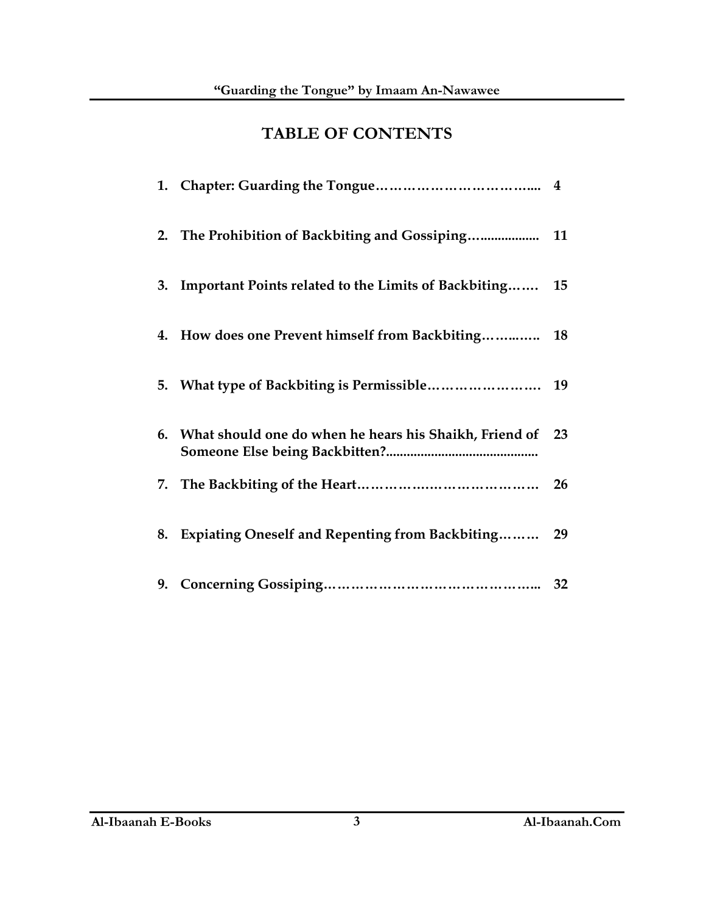# TABLE OF CONTENTS

1. **Chapter: Guarding the Tongue……………………………... 4**
2. **The Prohibition of Backbiting and Gossiping…................ 11**
3. **Important Points related to the Limits of Backbiting……. 15**
4. **How does one Prevent himself from Backbiting……..….. 18**
5. **What type of Backbiting is Permissible…………………… 19**
6. **What should one do when he hears his Shaikh, Friend of Someone Else being Backbitten?........................................... 23**
7. **The Backbiting of the Heart………………….……………… 26**
8. **Expiating Oneself and Repenting from Backbiting……… 29**
9. **Concerning Gossiping……………………………………….. 32**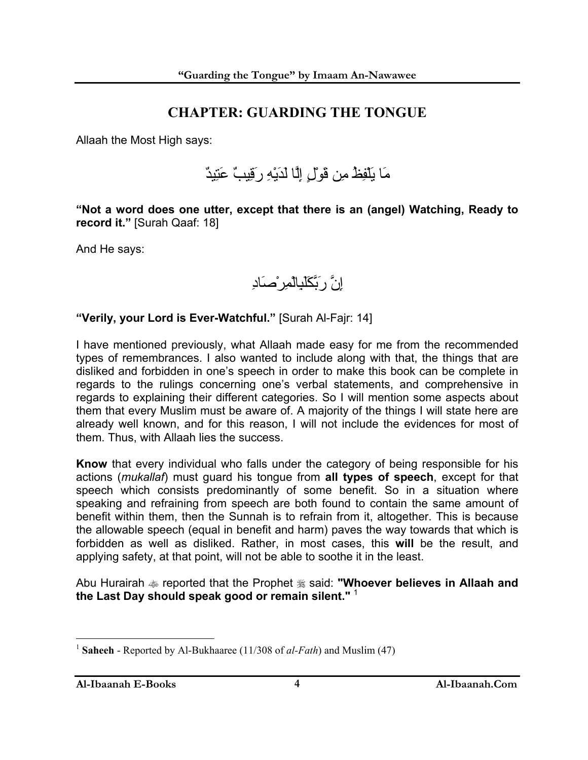# CHAPTER: GUARDING THE TONGUE

Allaah the Most High says:

مَا يَلْفِظُ مِن قَوْلٍ إِلَّا لَدَيْهِ رَقِيبٌ عَتِيدٌ

**"Not a word does one utter, except that there is an (angel) Watching, Ready to record it."** [Surah Qaaf: 18]

And He says:

إِنَّ رَبَّكَلَبِالْمِرْصَادِ

**"Verily, your Lord is Ever-Watchful."** [Surah Al-Fajr: 14]

I have mentioned previously, what Allaah made easy for me from the recommended types of remembrances. I also wanted to include along with that, the things that are disliked and forbidden in one's speech in order to make this book can be complete in regards to the rulings concerning one's verbal statements, and comprehensive in regards to explaining their different categories. So I will mention some aspects about them that every Muslim must be aware of. A majority of the things I will state here are already well known, and for this reason, I will not include the evidences for most of them. Thus, with Allaah lies the success.

**Know** that every individual who falls under the category of being responsible for his actions (*mukallaf*) must guard his tongue from **all types of speech**, except for that speech which consists predominantly of some benefit. So in a situation where speaking and refraining from speech are both found to contain the same amount of benefit within them, then the Sunnah is to refrain from it, altogether. This is because the allowable speech (equal in benefit and harm) paves the way towards that which is forbidden as well as disliked. Rather, in most cases, this **will** be the result, and applying safety, at that point, will not be able to soothe it in the least.

Abu Hurairah ﷺ reported that the Prophet ﷺ said: **"Whoever believes in Allaah and the Last Day should speak good or remain silent."** [1]

---

[1] **Saheeh** - Reported by Al-Bukhaaree (11/308 of *al-Fath*) and Muslim (47)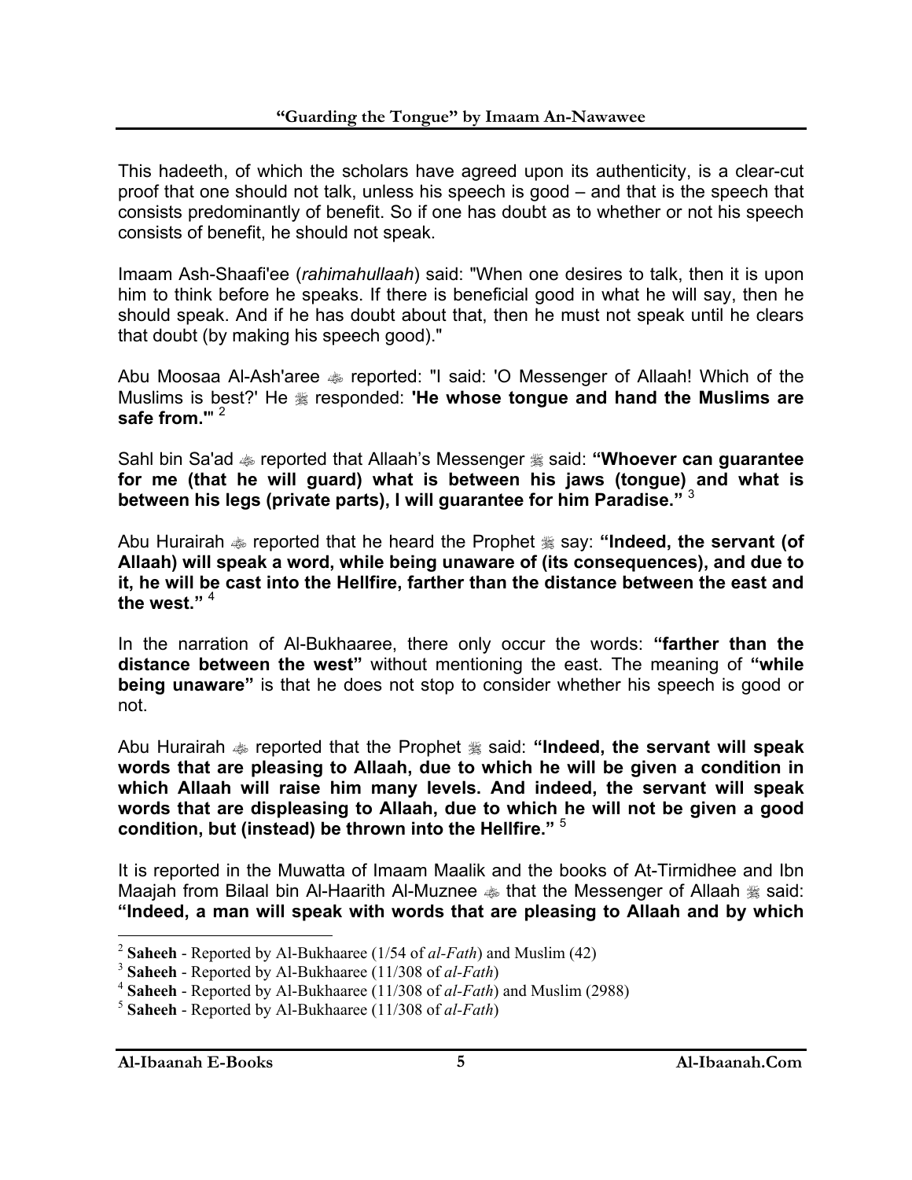This hadeeth, of which the scholars have agreed upon its authenticity, is a clear-cut proof that one should not talk, unless his speech is good – and that is the speech that consists predominantly of benefit. So if one has doubt as to whether or not his speech consists of benefit, he should not speak.

Imaam Ash-Shaafi'ee (*rahimahullaah*) said: "When one desires to talk, then it is upon him to think before he speaks. If there is beneficial good in what he will say, then he should speak. And if he has doubt about that, then he must not speak until he clears that doubt (by making his speech good)."

Abu Moosaa Al-Ash'aree ﷺ reported: "I said: 'O Messenger of Allaah! Which of the Muslims is best?' He ﷺ responded: **'He whose tongue and hand the Muslims are safe from.'"** [2]

Sahl bin Sa'ad ﷺ reported that Allaah's Messenger ﷺ said: **"Whoever can guarantee for me (that he will guard) what is between his jaws (tongue) and what is between his legs (private parts), I will guarantee for him Paradise."** [3]

Abu Hurairah ﷺ reported that he heard the Prophet ﷺ say: **"Indeed, the servant (of Allaah) will speak a word, while being unaware of (its consequences), and due to it, he will be cast into the Hellfire, farther than the distance between the east and the west."** [4]

In the narration of Al-Bukhaaree, there only occur the words: **"farther than the distance between the west"** without mentioning the east. The meaning of **"while being unaware"** is that he does not stop to consider whether his speech is good or not.

Abu Hurairah ﷺ reported that the Prophet ﷺ said: **"Indeed, the servant will speak words that are pleasing to Allaah, due to which he will be given a condition in which Allaah will raise him many levels. And indeed, the servant will speak words that are displeasing to Allaah, due to which he will not be given a good condition, but (instead) be thrown into the Hellfire."** [5]

It is reported in the Muwatta of Imaam Maalik and the books of At-Tirmidhee and Ibn Maajah from Bilaal bin Al-Haarith Al-Muznee ﷺ that the Messenger of Allaah ﷺ said: **"Indeed, a man will speak with words that are pleasing to Allaah and by which**

---

[2] **Saheeh** - Reported by Al-Bukhaaree (1/54 of *al-Fath*) and Muslim (42)

[3] **Saheeh** - Reported by Al-Bukhaaree (11/308 of *al-Fath*)

[4] **Saheeh** - Reported by Al-Bukhaaree (11/308 of *al-Fath*) and Muslim (2988)

[5] **Saheeh** - Reported by Al-Bukhaaree (11/308 of *al-Fath*)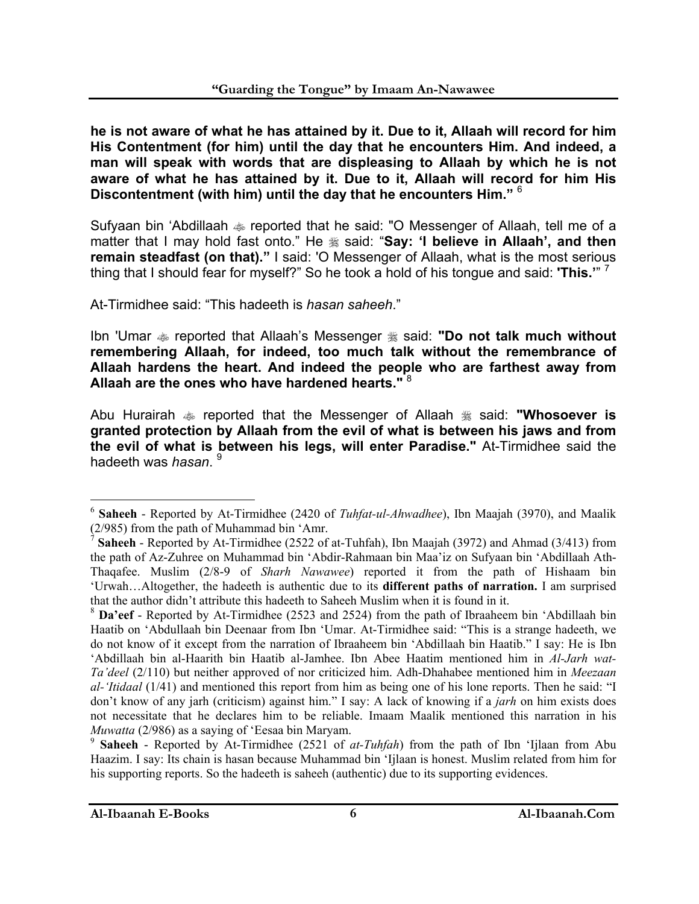**he is not aware of what he has attained by it. Due to it, Allaah will record for him His Contentment (for him) until the day that he encounters Him. And indeed, a man will speak with words that are displeasing to Allaah by which he is not aware of what he has attained by it. Due to it, Allaah will record for him His Discontentment (with him) until the day that he encounters Him."** [6]

Sufyaan bin 'Abdillaah ﷺ reported that he said: "O Messenger of Allaah, tell me of a matter that I may hold fast onto." He ﷺ said: "**Say: 'I believe in Allaah', and then remain steadfast (on that).**" I said: 'O Messenger of Allaah, what is the most serious thing that I should fear for myself?" So he took a hold of his tongue and said: **'This.'**" [7]

At-Tirmidhee said: "This hadeeth is *hasan saheeh*."

Ibn 'Umar ﷺ reported that Allaah's Messenger ﷺ said: **"Do not talk much without remembering Allaah, for indeed, too much talk without the remembrance of Allaah hardens the heart. And indeed the people who are farthest away from Allaah are the ones who have hardened hearts."** [8]

Abu Hurairah ﷺ reported that the Messenger of Allaah ﷺ said: **"Whosoever is granted protection by Allaah from the evil of what is between his jaws and from the evil of what is between his legs, will enter Paradise."** At-Tirmidhee said the hadeeth was *hasan*. [9]

---

[6] **Saheeh** - Reported by At-Tirmidhee (2420 of *Tuhfat-ul-Ahwadhee*), Ibn Maajah (3970), and Maalik (2/985) from the path of Muhammad bin 'Amr.

[7] **Saheeh** - Reported by At-Tirmidhee (2522 of at-Tuhfah), Ibn Maajah (3972) and Ahmad (3/413) from the path of Az-Zuhree on Muhammad bin 'Abdir-Rahmaan bin Maa'iz on Sufyaan bin 'Abdillaah Ath-Thaqafee. Muslim (2/8-9 of *Sharh Nawawee*) reported it from the path of Hishaam bin 'Urwah…Altogether, the hadeeth is authentic due to its **different paths of narration.** I am surprised that the author didn't attribute this hadeeth to Saheeh Muslim when it is found in it.

[8] **Da'eef** - Reported by At-Tirmidhee (2523 and 2524) from the path of Ibraaheem bin 'Abdillaah bin Haatib on 'Abdullaah bin Deenaar from Ibn 'Umar. At-Tirmidhee said: "This is a strange hadeeth, we do not know of it except from the narration of Ibraaheem bin 'Abdillaah bin Haatib." I say: He is Ibn 'Abdillaah bin al-Haarith bin Haatib al-Jamhee. Ibn Abee Haatim mentioned him in *Al-Jarh wat-Ta'deel* (2/110) but neither approved of nor criticized him. Adh-Dhahabee mentioned him in *Meezaan al-'Itidaal* (1/41) and mentioned this report from him as being one of his lone reports. Then he said: "I don't know of any jarh (criticism) against him." I say: A lack of knowing if a *jarh* on him exists does not necessitate that he declares him to be reliable. Imaam Maalik mentioned this narration in his *Muwatta* (2/986) as a saying of 'Eesaa bin Maryam.

[9] **Saheeh** - Reported by At-Tirmidhee (2521 of *at-Tuhfah*) from the path of Ibn 'Ijlaan from Abu Haazim. I say: Its chain is hasan because Muhammad bin 'Ijlaan is honest. Muslim related from him for his supporting reports. So the hadeeth is saheeh (authentic) due to its supporting evidences.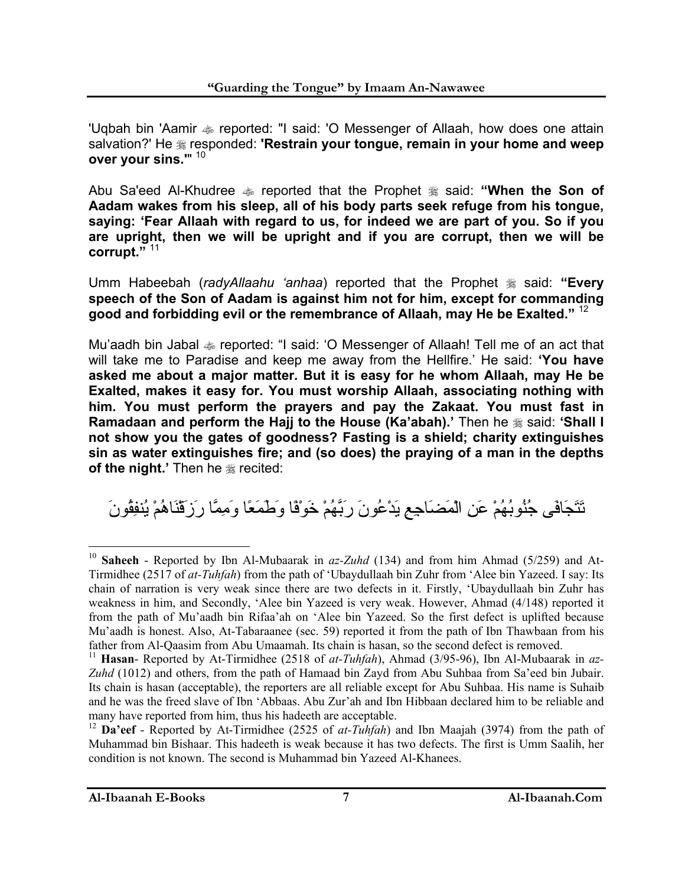'Uqbah bin 'Aamir ﷺ reported: "I said: 'O Messenger of Allaah, how does one attain salvation?' He ﷺ responded: **'Restrain your tongue, remain in your home and weep over your sins.'"** [10]

Abu Sa'eed Al-Khudree ﷺ reported that the Prophet ﷺ said: **"When the Son of Aadam wakes from his sleep, all of his body parts seek refuge from his tongue, saying: 'Fear Allaah with regard to us, for indeed we are part of you. So if you are upright, then we will be upright and if you are corrupt, then we will be corrupt."** [11]

Umm Habeebah (*radyAllaahu 'anhaa*) reported that the Prophet ﷺ said: **"Every speech of the Son of Aadam is against him not for him, except for commanding good and forbidding evil or the remembrance of Allaah, may He be Exalted."** [12]

Mu'aadh bin Jabal ﷺ reported: "I said: 'O Messenger of Allaah! Tell me of an act that will take me to Paradise and keep me away from the Hellfire.' He said: **'You have asked me about a major matter. But it is easy for he whom Allaah, may He be Exalted, makes it easy for. You must worship Allaah, associating nothing with him. You must perform the prayers and pay the Zakaat. You must fast in Ramadaan and perform the Hajj to the House (Ka'abah).'** Then he ﷺ said: **'Shall I not show you the gates of goodness? Fasting is a shield; charity extinguishes sin as water extinguishes fire; and (so does) the praying of a man in the depths of the night.'** Then he ﷺ recited:

تَتَجَافَى جُنُوبُهُمْ عَنِ الْمَضَاجِعِ يَدْعُونَ رَبَّهُمْ خَوْفًا وَطَمَعًا وَمِمَّا رَزَقْنَاهُمْ يُنفِقُونَ

---

[10] **Saheeh** - Reported by Ibn Al-Mubaarak in *az-Zuhd* (134) and from him Ahmad (5/259) and At-Tirmidhee (2517 of *at-Tuhfah*) from the path of 'Ubaydullaah bin Zuhr from 'Alee bin Yazeed. I say: Its chain of narration is very weak since there are two defects in it. Firstly, 'Ubaydullaah bin Zuhr has weakness in him, and Secondly, 'Alee bin Yazeed is very weak. However, Ahmad (4/148) reported it from the path of Mu'aadh bin Rifaa'ah on 'Alee bin Yazeed. So the first defect is uplifted because Mu'aadh is honest. Also, At-Tabaraanee (sec. 59) reported it from the path of Ibn Thawbaan from his father from Al-Qaasim from Abu Umaamah. Its chain is hasan, so the second defect is removed.

[11] **Hasan**- Reported by At-Tirmidhee (2518 of *at-Tuhfah*), Ahmad (3/95-96), Ibn Al-Mubaarak in *az-Zuhd* (1012) and others, from the path of Hamaad bin Zayd from Abu Suhbaa from Sa'eed bin Jubair. Its chain is hasan (acceptable), the reporters are all reliable except for Abu Suhbaa. His name is Suhaib and he was the freed slave of Ibn 'Abbaas. Abu Zur'ah and Ibn Hibbaan declared him to be reliable and many have reported from him, thus his hadeeth are acceptable.

[12] **Da'eef** - Reported by At-Tirmidhee (2525 of *at-Tuhfah*) and Ibn Maajah (3974) from the path of Muhammad bin Bishaar. This hadeeth is weak because it has two defects. The first is Umm Saalih, her condition is not known. The second is Muhammad bin Yazeed Al-Khanees.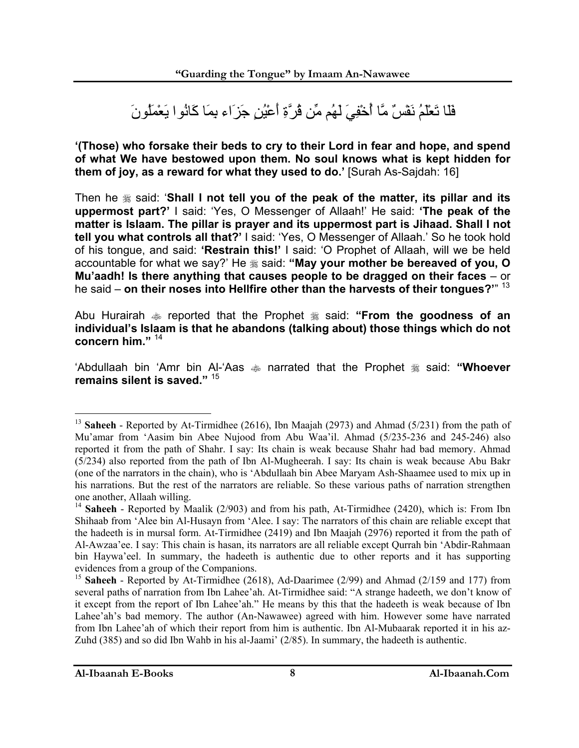فَلَا تَعْلَمُ نَفْسٌ مَّا أُخْفِيَ لَهُم مِّن قُرَّةِ أَعْيُنٍ جَزَاء بِمَا كَانُوا يَعْمَلُونَ

**'(Those) who forsake their beds to cry to their Lord in fear and hope, and spend of what We have bestowed upon them. No soul knows what is kept hidden for them of joy, as a reward for what they used to do.'** [Surah As-Sajdah: 16]

Then he ﷺ said: '**Shall I not tell you of the peak of the matter, its pillar and its uppermost part?'** I said: 'Yes, O Messenger of Allaah!' He said: **'The peak of the matter is Islaam. The pillar is prayer and its uppermost part is Jihaad. Shall I not tell you what controls all that?'** I said: 'Yes, O Messenger of Allaah.' So he took hold of his tongue, and said: **'Restrain this!'** I said: 'O Prophet of Allaah, will we be held accountable for what we say?' He ﷺ said: **"May your mother be bereaved of you, O Mu'aadh! Is there anything that causes people to be dragged on their faces** – or he said – **on their noses into Hellfire other than the harvests of their tongues?'"** [13]

Abu Hurairah ﷺ reported that the Prophet ﷺ said: **"From the goodness of an individual's Islaam is that he abandons (talking about) those things which do not concern him."** [14]

'Abdullaah bin 'Amr bin Al-'Aas ﷺ narrated that the Prophet ﷺ said: **"Whoever remains silent is saved."** [15]

---

[13] **Saheeh** - Reported by At-Tirmidhee (2616), Ibn Maajah (2973) and Ahmad (5/231) from the path of Mu'amar from 'Aasim bin Abee Nujood from Abu Waa'il. Ahmad (5/235-236 and 245-246) also reported it from the path of Shahr. I say: Its chain is weak because Shahr had bad memory. Ahmad (5/234) also reported from the path of Ibn Al-Mugheerah. I say: Its chain is weak because Abu Bakr (one of the narrators in the chain), who is 'Abdullaah bin Abee Maryam Ash-Shaamee used to mix up in his narrations. But the rest of the narrators are reliable. So these various paths of narration strengthen one another, Allaah willing.

[14] **Saheeh** - Reported by Maalik (2/903) and from his path, At-Tirmidhee (2420), which is: From Ibn Shihaab from 'Alee bin Al-Husayn from 'Alee. I say: The narrators of this chain are reliable except that the hadeeth is in mursal form. At-Tirmidhee (2419) and Ibn Maajah (2976) reported it from the path of Al-Awzaa'ee. I say: This chain is hasan, its narrators are all reliable except Qurrah bin 'Abdir-Rahmaan bin Haywa'eel. In summary, the hadeeth is authentic due to other reports and it has supporting evidences from a group of the Companions.

[15] **Saheeh** - Reported by At-Tirmidhee (2618), Ad-Daarimee (2/99) and Ahmad (2/159 and 177) from several paths of narration from Ibn Lahee'ah. At-Tirmidhee said: "A strange hadeeth, we don't know of it except from the report of Ibn Lahee'ah." He means by this that the hadeeth is weak because of Ibn Lahee'ah's bad memory. The author (An-Nawawee) agreed with him. However some have narrated from Ibn Lahee'ah of which their report from him is authentic. Ibn Al-Mubaarak reported it in his az-Zuhd (385) and so did Ibn Wahb in his al-Jaami' (2/85). In summary, the hadeeth is authentic.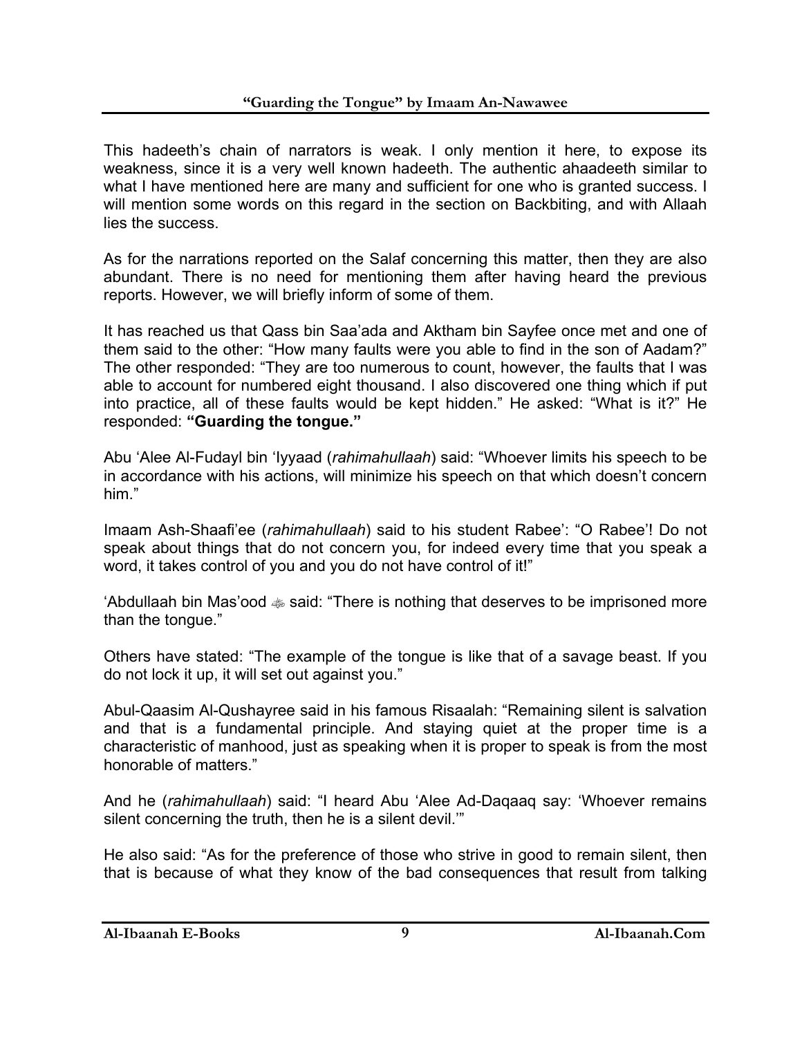This hadeeth's chain of narrators is weak. I only mention it here, to expose its weakness, since it is a very well known hadeeth. The authentic ahaadeeth similar to what I have mentioned here are many and sufficient for one who is granted success. I will mention some words on this regard in the section on Backbiting, and with Allaah lies the success.

As for the narrations reported on the Salaf concerning this matter, then they are also abundant. There is no need for mentioning them after having heard the previous reports. However, we will briefly inform of some of them.

It has reached us that Qass bin Saa'ada and Aktham bin Sayfee once met and one of them said to the other: "How many faults were you able to find in the son of Aadam?" The other responded: "They are too numerous to count, however, the faults that I was able to account for numbered eight thousand. I also discovered one thing which if put into practice, all of these faults would be kept hidden." He asked: "What is it?" He responded: **"Guarding the tongue."**

Abu 'Alee Al-Fudayl bin 'Iyyaad (*rahimahullaah*) said: "Whoever limits his speech to be in accordance with his actions, will minimize his speech on that which doesn't concern him."

Imaam Ash-Shaafi'ee (*rahimahullaah*) said to his student Rabee': "O Rabee'! Do not speak about things that do not concern you, for indeed every time that you speak a word, it takes control of you and you do not have control of it!"

'Abdullaah bin Mas'ood ﷺ said: "There is nothing that deserves to be imprisoned more than the tongue."

Others have stated: "The example of the tongue is like that of a savage beast. If you do not lock it up, it will set out against you."

Abul-Qaasim Al-Qushayree said in his famous Risaalah: "Remaining silent is salvation and that is a fundamental principle. And staying quiet at the proper time is a characteristic of manhood, just as speaking when it is proper to speak is from the most honorable of matters."

And he (*rahimahullaah*) said: "I heard Abu 'Alee Ad-Daqaaq say: 'Whoever remains silent concerning the truth, then he is a silent devil.'"

He also said: "As for the preference of those who strive in good to remain silent, then that is because of what they know of the bad consequences that result from talking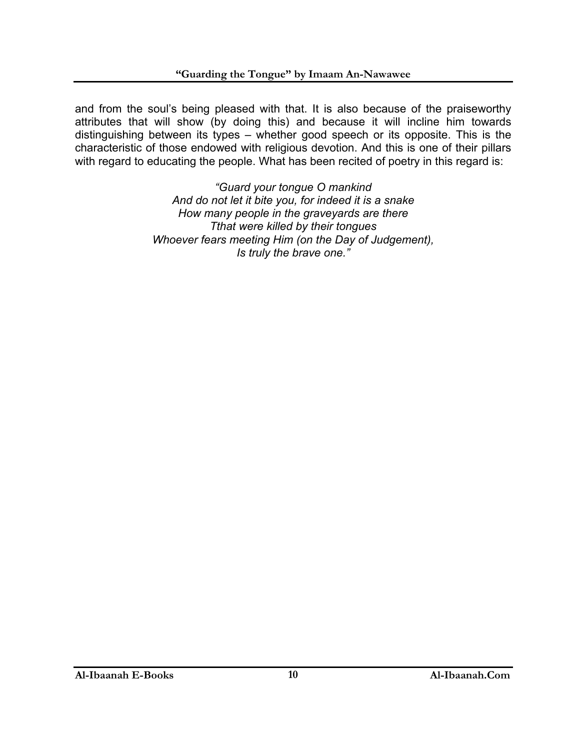and from the soul's being pleased with that. It is also because of the praiseworthy attributes that will show (by doing this) and because it will incline him towards distinguishing between its types – whether good speech or its opposite. This is the characteristic of those endowed with religious devotion. And this is one of their pillars with regard to educating the people. What has been recited of poetry in this regard is:

*"Guard your tongue O mankind*
*And do not let it bite you, for indeed it is a snake*
*How many people in the graveyards are there*
*Tthat were killed by their tongues*
*Whoever fears meeting Him (on the Day of Judgement),*
*Is truly the brave one."*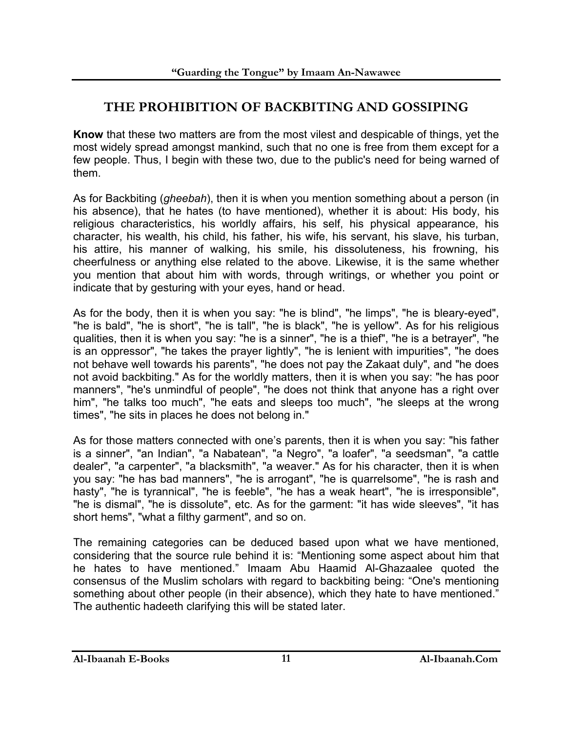# THE PROHIBITION OF BACKBITING AND GOSSIPING

**Know** that these two matters are from the most vilest and despicable of things, yet the most widely spread amongst mankind, such that no one is free from them except for a few people. Thus, I begin with these two, due to the public's need for being warned of them.

As for Backbiting (*gheebah*), then it is when you mention something about a person (in his absence), that he hates (to have mentioned), whether it is about: His body, his religious characteristics, his worldly affairs, his self, his physical appearance, his character, his wealth, his child, his father, his wife, his servant, his slave, his turban, his attire, his manner of walking, his smile, his dissoluteness, his frowning, his cheerfulness or anything else related to the above. Likewise, it is the same whether you mention that about him with words, through writings, or whether you point or indicate that by gesturing with your eyes, hand or head.

As for the body, then it is when you say: "he is blind", "he limps", "he is bleary-eyed", "he is bald", "he is short", "he is tall", "he is black", "he is yellow". As for his religious qualities, then it is when you say: "he is a sinner", "he is a thief", "he is a betrayer", "he is an oppressor", "he takes the prayer lightly", "he is lenient with impurities", "he does not behave well towards his parents", "he does not pay the Zakaat duly", and "he does not avoid backbiting." As for the worldly matters, then it is when you say: "he has poor manners", "he's unmindful of people", "he does not think that anyone has a right over him", "he talks too much", "he eats and sleeps too much", "he sleeps at the wrong times", "he sits in places he does not belong in."

As for those matters connected with one's parents, then it is when you say: "his father is a sinner", "an Indian", "a Nabatean", "a Negro", "a loafer", "a seedsman", "a cattle dealer", "a carpenter", "a blacksmith", "a weaver." As for his character, then it is when you say: "he has bad manners", "he is arrogant", "he is quarrelsome", "he is rash and hasty", "he is tyrannical", "he is feeble", "he has a weak heart", "he is irresponsible", "he is dismal", "he is dissolute", etc. As for the garment: "it has wide sleeves", "it has short hems", "what a filthy garment", and so on.

The remaining categories can be deduced based upon what we have mentioned, considering that the source rule behind it is: "Mentioning some aspect about him that he hates to have mentioned." Imaam Abu Haamid Al-Ghazaalee quoted the consensus of the Muslim scholars with regard to backbiting being: "One's mentioning something about other people (in their absence), which they hate to have mentioned." The authentic hadeeth clarifying this will be stated later.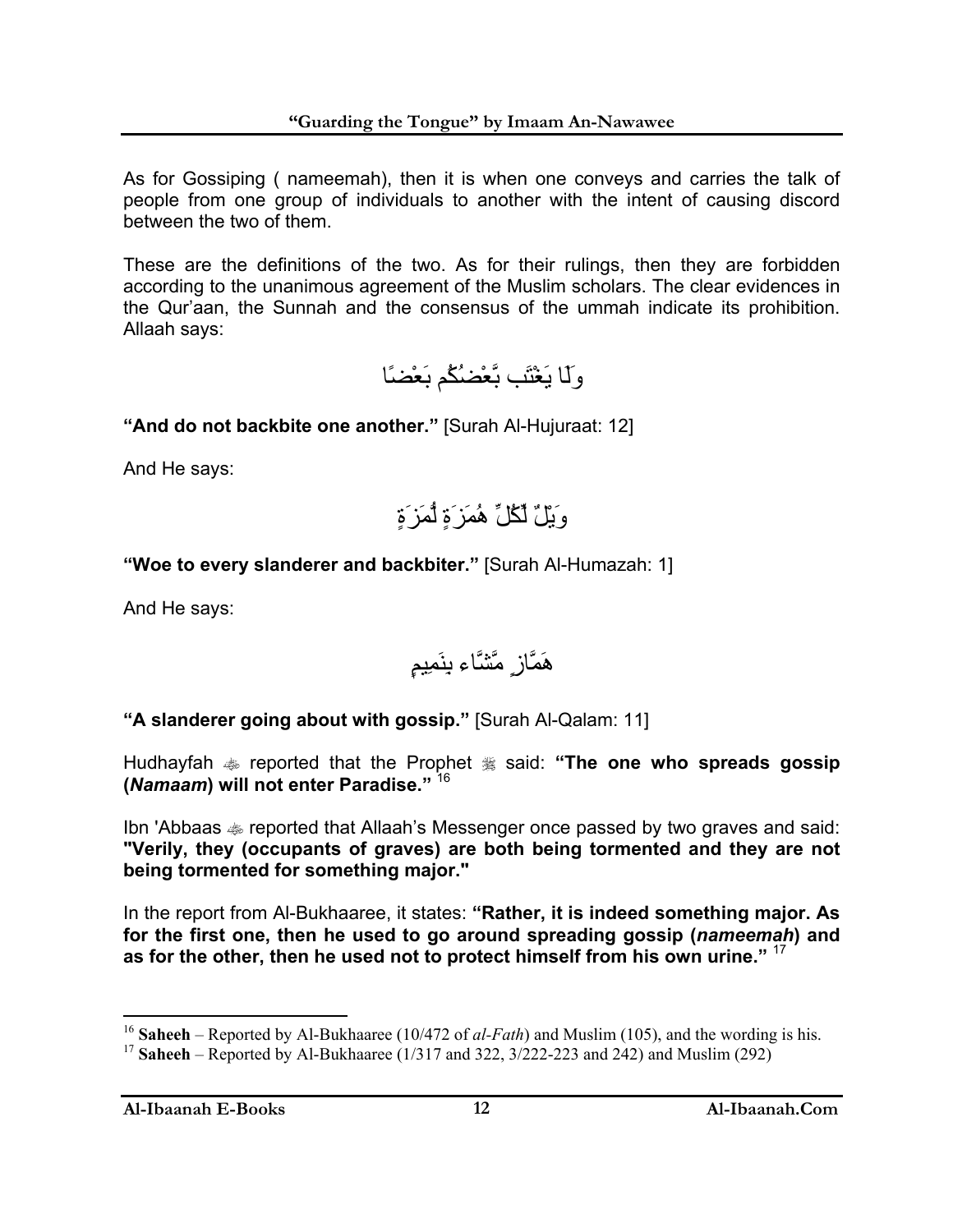As for Gossiping ( nameemah), then it is when one conveys and carries the talk of people from one group of individuals to another with the intent of causing discord between the two of them.

These are the definitions of the two. As for their rulings, then they are forbidden according to the unanimous agreement of the Muslim scholars. The clear evidences in the Qur'aan, the Sunnah and the consensus of the ummah indicate its prohibition. Allaah says:

وَلَا يَغْتَب بَّعْضُكُم بَعْضًا

**"And do not backbite one another."** [Surah Al-Hujuraat: 12]

And He says:

وَيْلٌ لِّكُلِّ هُمَزَةٍ لُّمَزَةٍ

**"Woe to every slanderer and backbiter."** [Surah Al-Humazah: 1]

And He says:

هَمَّازٍ مَّشَّاء بِنَمِيمٍ

**"A slanderer going about with gossip."** [Surah Al-Qalam: 11]

Hudhayfah ﷺ reported that the Prophet ﷺ said: **"The one who spreads gossip (*Namaam*) will not enter Paradise."** [16]

Ibn 'Abbaas ﷺ reported that Allaah's Messenger once passed by two graves and said: **"Verily, they (occupants of graves) are both being tormented and they are not being tormented for something major."**

In the report from Al-Bukhaaree, it states: **"Rather, it is indeed something major. As for the first one, then he used to go around spreading gossip (*nameemah*) and as for the other, then he used not to protect himself from his own urine."** [17]

---

[16] **Saheeh** – Reported by Al-Bukhaaree (10/472 of *al-Fath*) and Muslim (105), and the wording is his.

[17] **Saheeh** – Reported by Al-Bukhaaree (1/317 and 322, 3/222-223 and 242) and Muslim (292)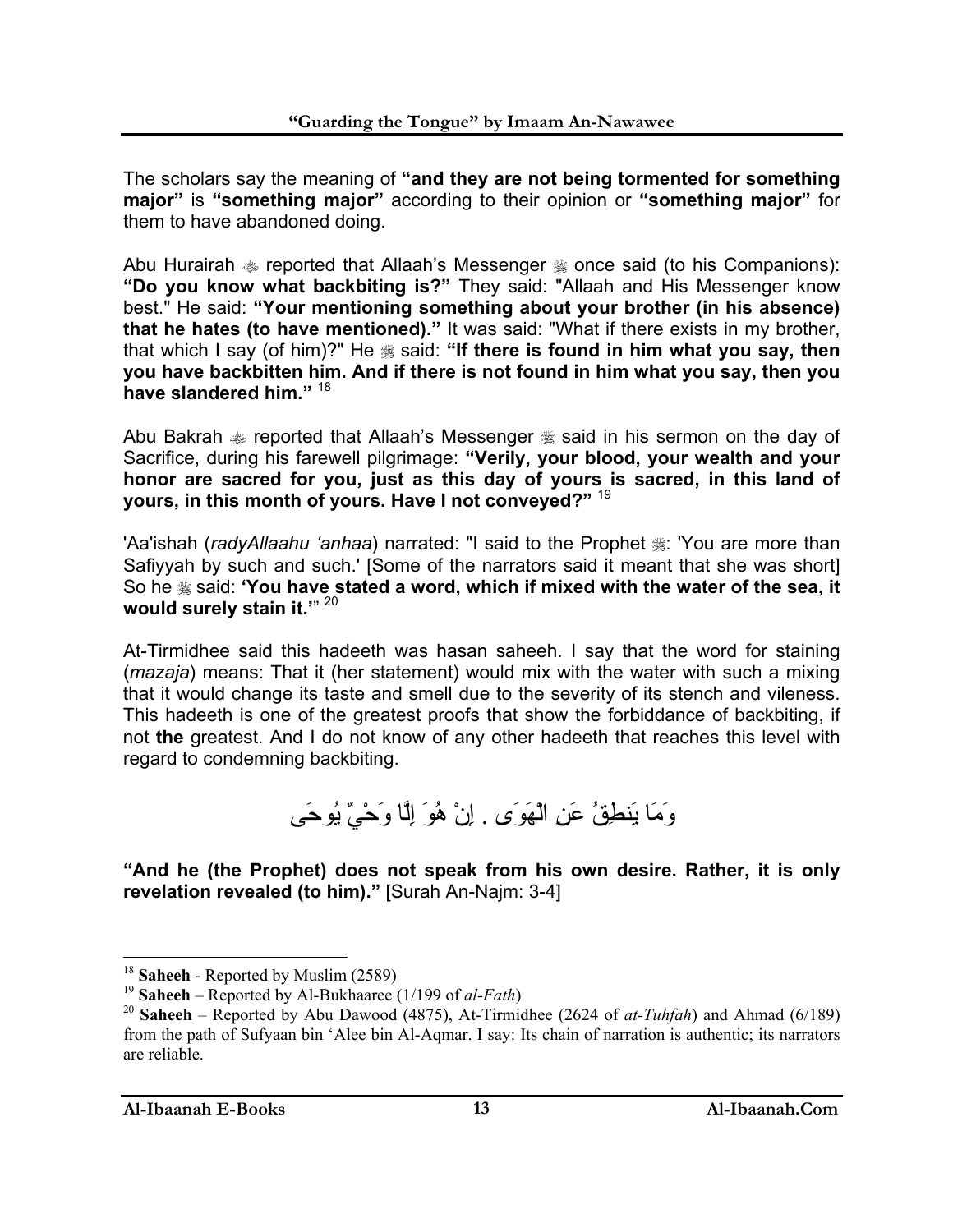The scholars say the meaning of **"and they are not being tormented for something major"** is **"something major"** according to their opinion or **"something major"** for them to have abandoned doing.

Abu Hurairah ﷺ reported that Allaah's Messenger ﷺ once said (to his Companions): **"Do you know what backbiting is?"** They said: "Allaah and His Messenger know best." He said: **"Your mentioning something about your brother (in his absence) that he hates (to have mentioned)."** It was said: "What if there exists in my brother, that which I say (of him)?" He ﷺ said: **"If there is found in him what you say, then you have backbitten him. And if there is not found in him what you say, then you have slandered him."** [18]

Abu Bakrah ﷺ reported that Allaah's Messenger ﷺ said in his sermon on the day of Sacrifice, during his farewell pilgrimage: **"Verily, your blood, your wealth and your honor are sacred for you, just as this day of yours is sacred, in this land of yours, in this month of yours. Have I not conveyed?"** [19]

'Aa'ishah (*radyAllaahu 'anhaa*) narrated: "I said to the Prophet ﷺ: 'You are more than Safiyyah by such and such.' [Some of the narrators said it meant that she was short] So he ﷺ said: **'You have stated a word, which if mixed with the water of the sea, it would surely stain it.'**" [20]

At-Tirmidhee said this hadeeth was hasan saheeh. I say that the word for staining (*mazaja*) means: That it (her statement) would mix with the water with such a mixing that it would change its taste and smell due to the severity of its stench and vileness. This hadeeth is one of the greatest proofs that show the forbiddance of backbiting, if not **the** greatest. And I do not know of any other hadeeth that reaches this level with regard to condemning backbiting.

وَمَا يَنطِقُ عَنِ الْهَوَى . إِنْ هُوَ إِلَّا وَحْيٌ يُوحَى

**"And he (the Prophet) does not speak from his own desire. Rather, it is only revelation revealed (to him)."** [Surah An-Najm: 3-4]

---

[18] **Saheeh** - Reported by Muslim (2589)

[19] **Saheeh** – Reported by Al-Bukhaaree (1/199 of *al-Fath*)

[20] **Saheeh** – Reported by Abu Dawood (4875), At-Tirmidhee (2624 of *at-Tuhfah*) and Ahmad (6/189) from the path of Sufyaan bin 'Alee bin Al-Aqmar. I say: Its chain of narration is authentic; its narrators are reliable.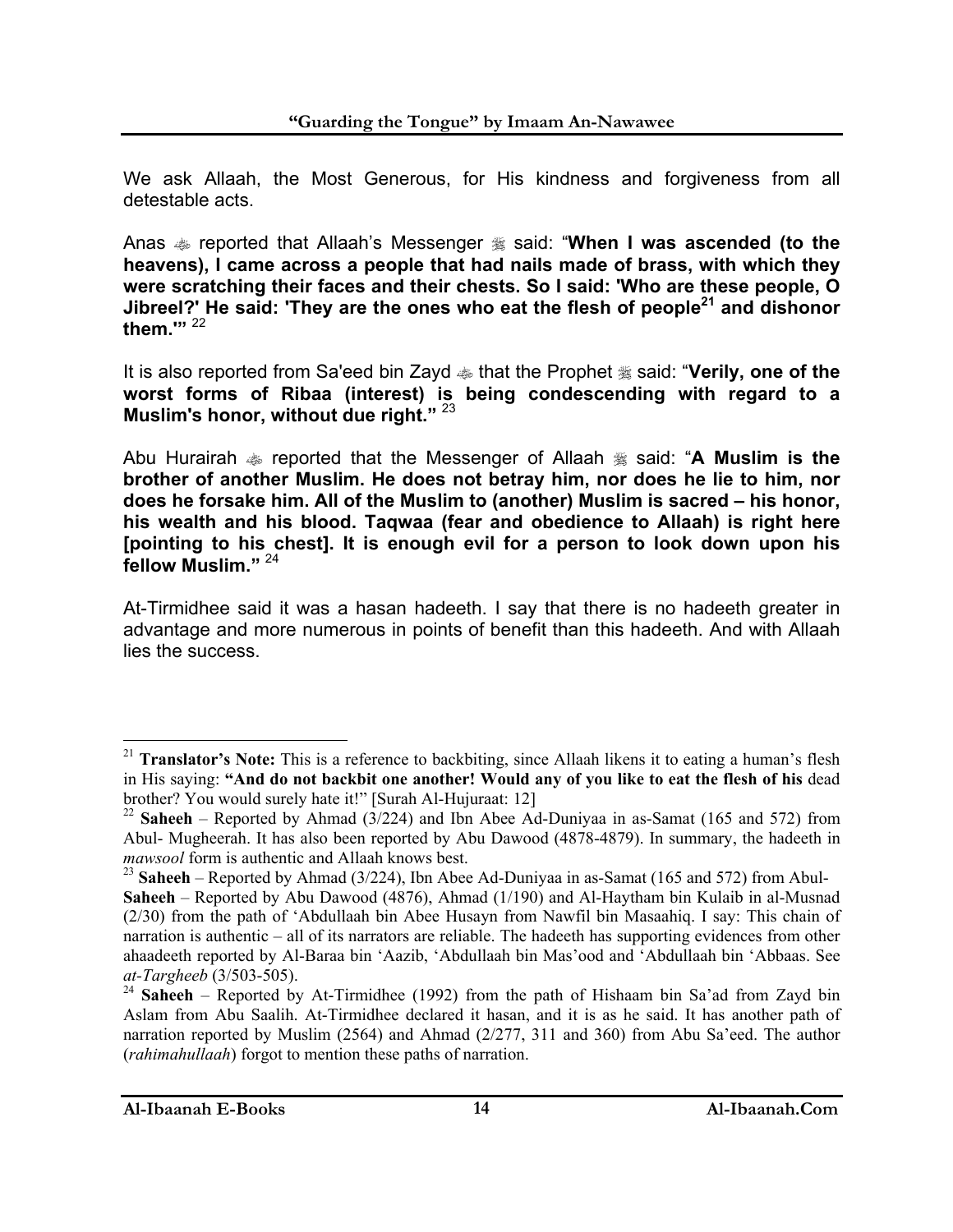We ask Allaah, the Most Generous, for His kindness and forgiveness from all detestable acts.

Anas ﷺ reported that Allaah's Messenger ﷺ said: "**When I was ascended (to the heavens), I came across a people that had nails made of brass, with which they were scratching their faces and their chests. So I said: 'Who are these people, O Jibreel?' He said: 'They are the ones who eat the flesh of people[21] and dishonor them.'"** [22]

It is also reported from Sa'eed bin Zayd ﷺ that the Prophet ﷺ said: "**Verily, one of the worst forms of Ribaa (interest) is being condescending with regard to a Muslim's honor, without due right."** [23]

Abu Hurairah ﷺ reported that the Messenger of Allaah ﷺ said: "**A Muslim is the brother of another Muslim. He does not betray him, nor does he lie to him, nor does he forsake him. All of the Muslim to (another) Muslim is sacred – his honor, his wealth and his blood. Taqwaa (fear and obedience to Allaah) is right here [pointing to his chest]. It is enough evil for a person to look down upon his fellow Muslim."** [24]

At-Tirmidhee said it was a hasan hadeeth. I say that there is no hadeeth greater in advantage and more numerous in points of benefit than this hadeeth. And with Allaah lies the success.

---

[21] **Translator's Note:** This is a reference to backbiting, since Allaah likens it to eating a human's flesh in His saying: **"And do not backbit one another! Would any of you like to eat the flesh of his** dead brother? You would surely hate it!" [Surah Al-Hujuraat: 12]

[22] **Saheeh** – Reported by Ahmad (3/224) and Ibn Abee Ad-Duniyaa in as-Samat (165 and 572) from Abul- Mugheerah. It has also been reported by Abu Dawood (4878-4879). In summary, the hadeeth in *mawsool* form is authentic and Allaah knows best.

[23] **Saheeh** – Reported by Ahmad (3/224), Ibn Abee Ad-Duniyaa in as-Samat (165 and 572) from Abul-
**Saheeh** – Reported by Abu Dawood (4876), Ahmad (1/190) and Al-Haytham bin Kulaib in al-Musnad (2/30) from the path of 'Abdullaah bin Abee Husayn from Nawfil bin Masaahiq. I say: This chain of narration is authentic – all of its narrators are reliable. The hadeeth has supporting evidences from other ahaadeeth reported by Al-Baraa bin 'Aazib, 'Abdullaah bin Mas'ood and 'Abdullaah bin 'Abbaas. See *at-Targheeb* (3/503-505).

[24] **Saheeh** – Reported by At-Tirmidhee (1992) from the path of Hishaam bin Sa'ad from Zayd bin Aslam from Abu Saalih. At-Tirmidhee declared it hasan, and it is as he said. It has another path of narration reported by Muslim (2564) and Ahmad (2/277, 311 and 360) from Abu Sa'eed. The author (*rahimahullaah*) forgot to mention these paths of narration.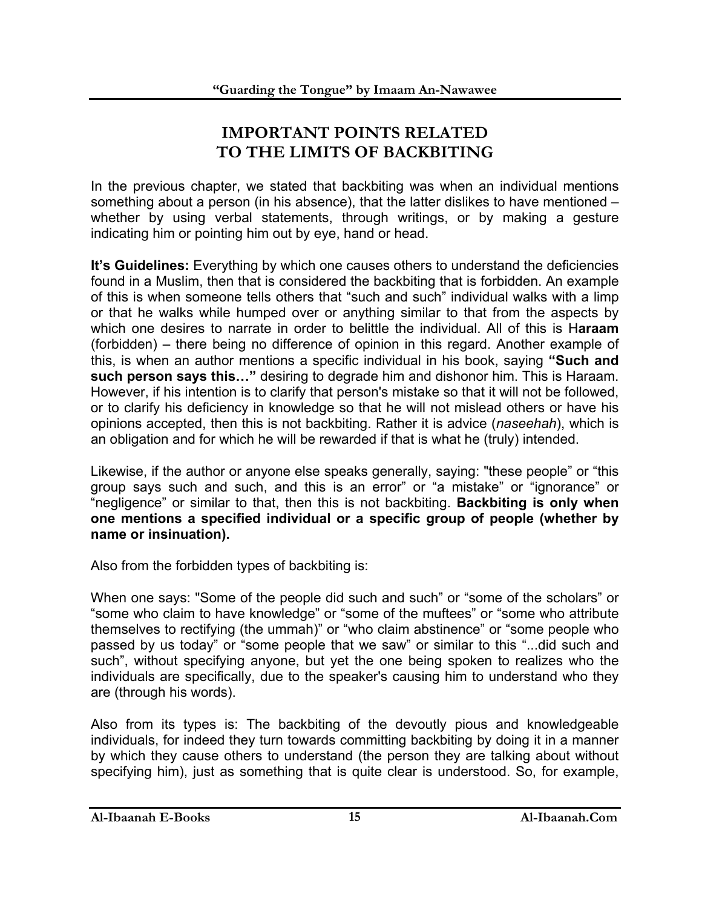# IMPORTANT POINTS RELATED TO THE LIMITS OF BACKBITING

In the previous chapter, we stated that backbiting was when an individual mentions something about a person (in his absence), that the latter dislikes to have mentioned – whether by using verbal statements, through writings, or by making a gesture indicating him or pointing him out by eye, hand or head.

**It's Guidelines:** Everything by which one causes others to understand the deficiencies found in a Muslim, then that is considered the backbiting that is forbidden. An example of this is when someone tells others that "such and such" individual walks with a limp or that he walks while humped over or anything similar to that from the aspects by which one desires to narrate in order to belittle the individual. All of this is H**araam** (forbidden) – there being no difference of opinion in this regard. Another example of this, is when an author mentions a specific individual in his book, saying **"Such and such person says this…"** desiring to degrade him and dishonor him. This is Haraam. However, if his intention is to clarify that person's mistake so that it will not be followed, or to clarify his deficiency in knowledge so that he will not mislead others or have his opinions accepted, then this is not backbiting. Rather it is advice (*naseehah*), which is an obligation and for which he will be rewarded if that is what he (truly) intended.

Likewise, if the author or anyone else speaks generally, saying: "these people" or "this group says such and such, and this is an error" or "a mistake" or "ignorance" or "negligence" or similar to that, then this is not backbiting. **Backbiting is only when one mentions a specified individual or a specific group of people (whether by name or insinuation).**

Also from the forbidden types of backbiting is:

When one says: "Some of the people did such and such" or "some of the scholars" or "some who claim to have knowledge" or "some of the muftees" or "some who attribute themselves to rectifying (the ummah)" or "who claim abstinence" or "some people who passed by us today" or "some people that we saw" or similar to this "...did such and such", without specifying anyone, but yet the one being spoken to realizes who the individuals are specifically, due to the speaker's causing him to understand who they are (through his words).

Also from its types is: The backbiting of the devoutly pious and knowledgeable individuals, for indeed they turn towards committing backbiting by doing it in a manner by which they cause others to understand (the person they are talking about without specifying him), just as something that is quite clear is understood. So, for example,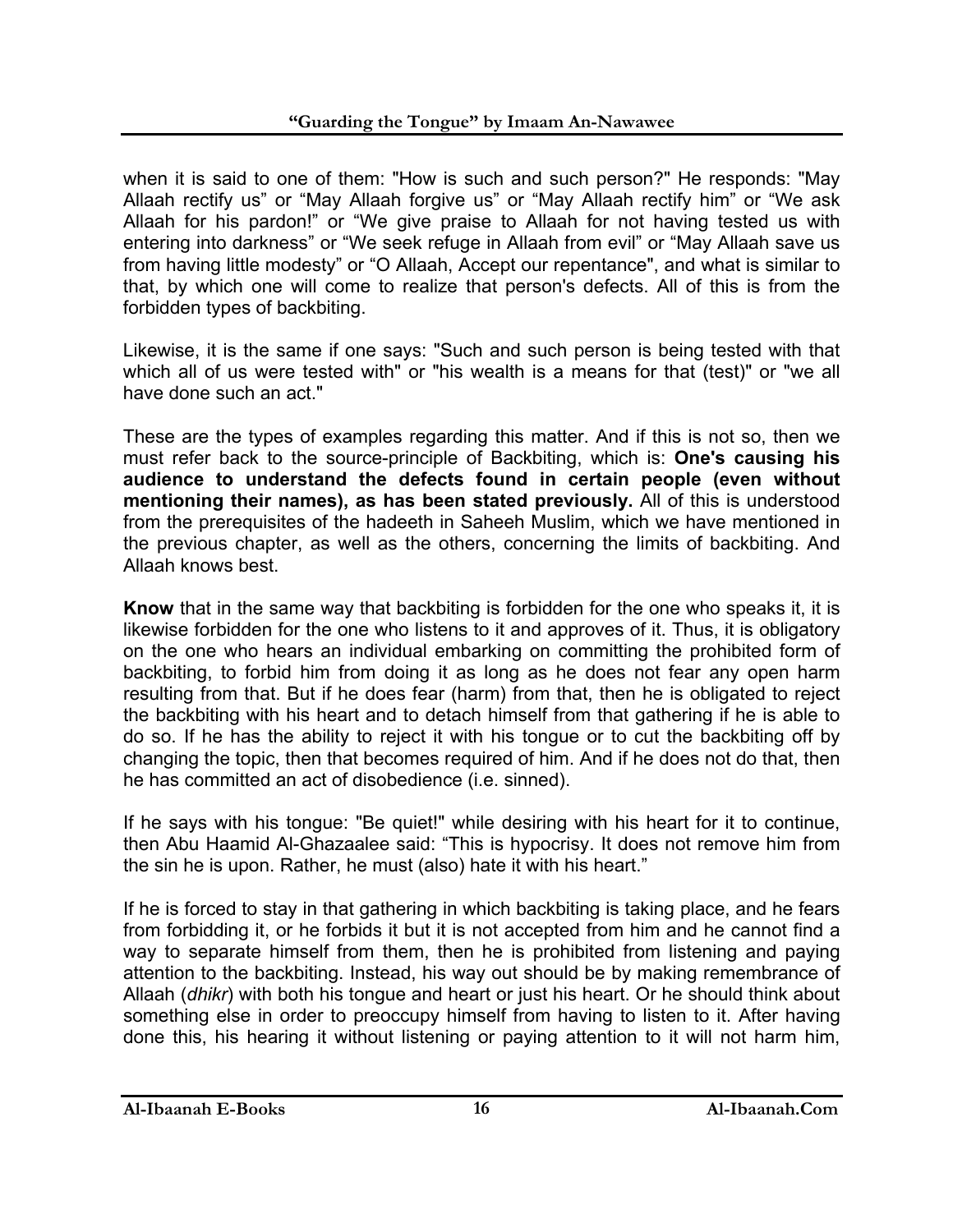when it is said to one of them: "How is such and such person?" He responds: "May Allaah rectify us" or "May Allaah forgive us" or "May Allaah rectify him" or "We ask Allaah for his pardon!" or "We give praise to Allaah for not having tested us with entering into darkness" or "We seek refuge in Allaah from evil" or "May Allaah save us from having little modesty" or "O Allaah, Accept our repentance", and what is similar to that, by which one will come to realize that person's defects. All of this is from the forbidden types of backbiting.

Likewise, it is the same if one says: "Such and such person is being tested with that which all of us were tested with" or "his wealth is a means for that (test)" or "we all have done such an act."

These are the types of examples regarding this matter. And if this is not so, then we must refer back to the source-principle of Backbiting, which is: **One's causing his audience to understand the defects found in certain people (even without mentioning their names), as has been stated previously.** All of this is understood from the prerequisites of the hadeeth in Saheeh Muslim, which we have mentioned in the previous chapter, as well as the others, concerning the limits of backbiting. And Allaah knows best.

**Know** that in the same way that backbiting is forbidden for the one who speaks it, it is likewise forbidden for the one who listens to it and approves of it. Thus, it is obligatory on the one who hears an individual embarking on committing the prohibited form of backbiting, to forbid him from doing it as long as he does not fear any open harm resulting from that. But if he does fear (harm) from that, then he is obligated to reject the backbiting with his heart and to detach himself from that gathering if he is able to do so. If he has the ability to reject it with his tongue or to cut the backbiting off by changing the topic, then that becomes required of him. And if he does not do that, then he has committed an act of disobedience (i.e. sinned).

If he says with his tongue: "Be quiet!" while desiring with his heart for it to continue, then Abu Haamid Al-Ghazaalee said: "This is hypocrisy. It does not remove him from the sin he is upon. Rather, he must (also) hate it with his heart."

If he is forced to stay in that gathering in which backbiting is taking place, and he fears from forbidding it, or he forbids it but it is not accepted from him and he cannot find a way to separate himself from them, then he is prohibited from listening and paying attention to the backbiting. Instead, his way out should be by making remembrance of Allaah (*dhikr*) with both his tongue and heart or just his heart. Or he should think about something else in order to preoccupy himself from having to listen to it. After having done this, his hearing it without listening or paying attention to it will not harm him,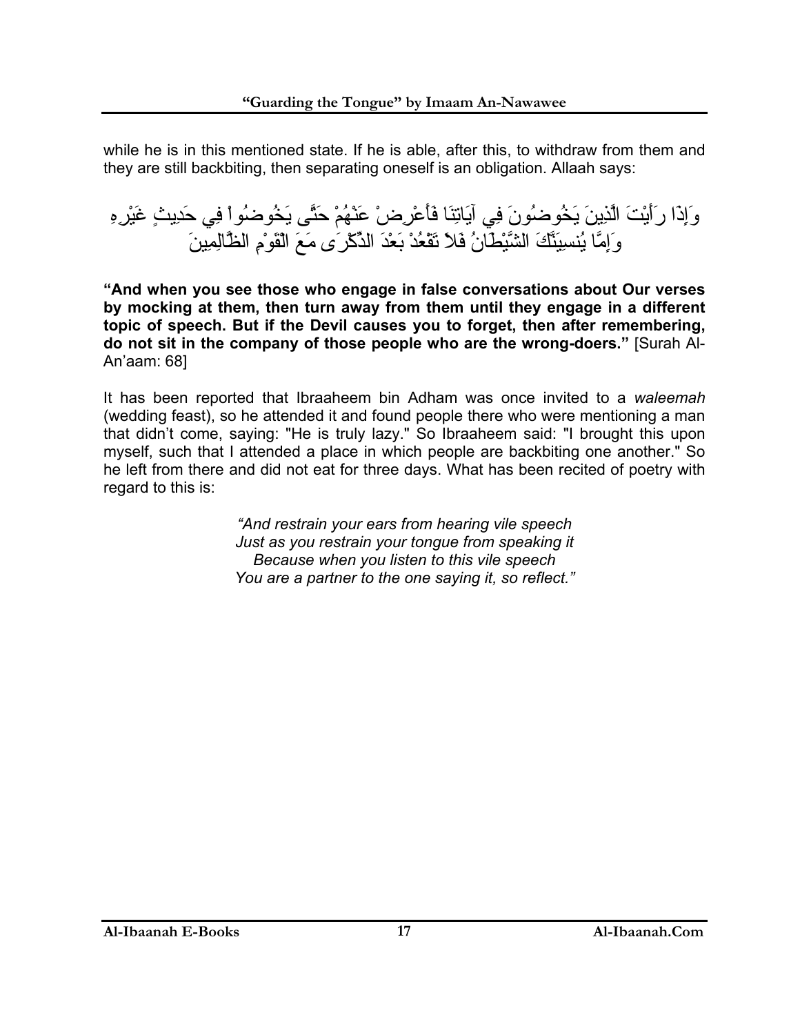while he is in this mentioned state. If he is able, after this, to withdraw from them and they are still backbiting, then separating oneself is an obligation. Allaah says:

وَإِذَا رَأَيْتَ الَّذِينَ يَخُوضُونَ فِي آيَاتِنَا فَأَعْرِضْ عَنْهُمْ حَتَّى يَخُوضُواْ فِي حَدِيثٍ غَيْرِهِ وَإِمَّا يُنسِيَنَّكَ الشَّيْطَانُ فَلاَ تَقْعُدْ بَعْدَ الذِّكْرَى مَعَ الْقَوْمِ الظَّالِمِينَ

**"And when you see those who engage in false conversations about Our verses by mocking at them, then turn away from them until they engage in a different topic of speech. But if the Devil causes you to forget, then after remembering, do not sit in the company of those people who are the wrong-doers."** [Surah Al-An'aam: 68]

It has been reported that Ibraaheem bin Adham was once invited to a *waleemah* (wedding feast), so he attended it and found people there who were mentioning a man that didn't come, saying: "He is truly lazy." So Ibraaheem said: "I brought this upon myself, such that I attended a place in which people are backbiting one another." So he left from there and did not eat for three days. What has been recited of poetry with regard to this is:

*"And restrain your ears from hearing vile speech*
*Just as you restrain your tongue from speaking it*
*Because when you listen to this vile speech*
*You are a partner to the one saying it, so reflect."*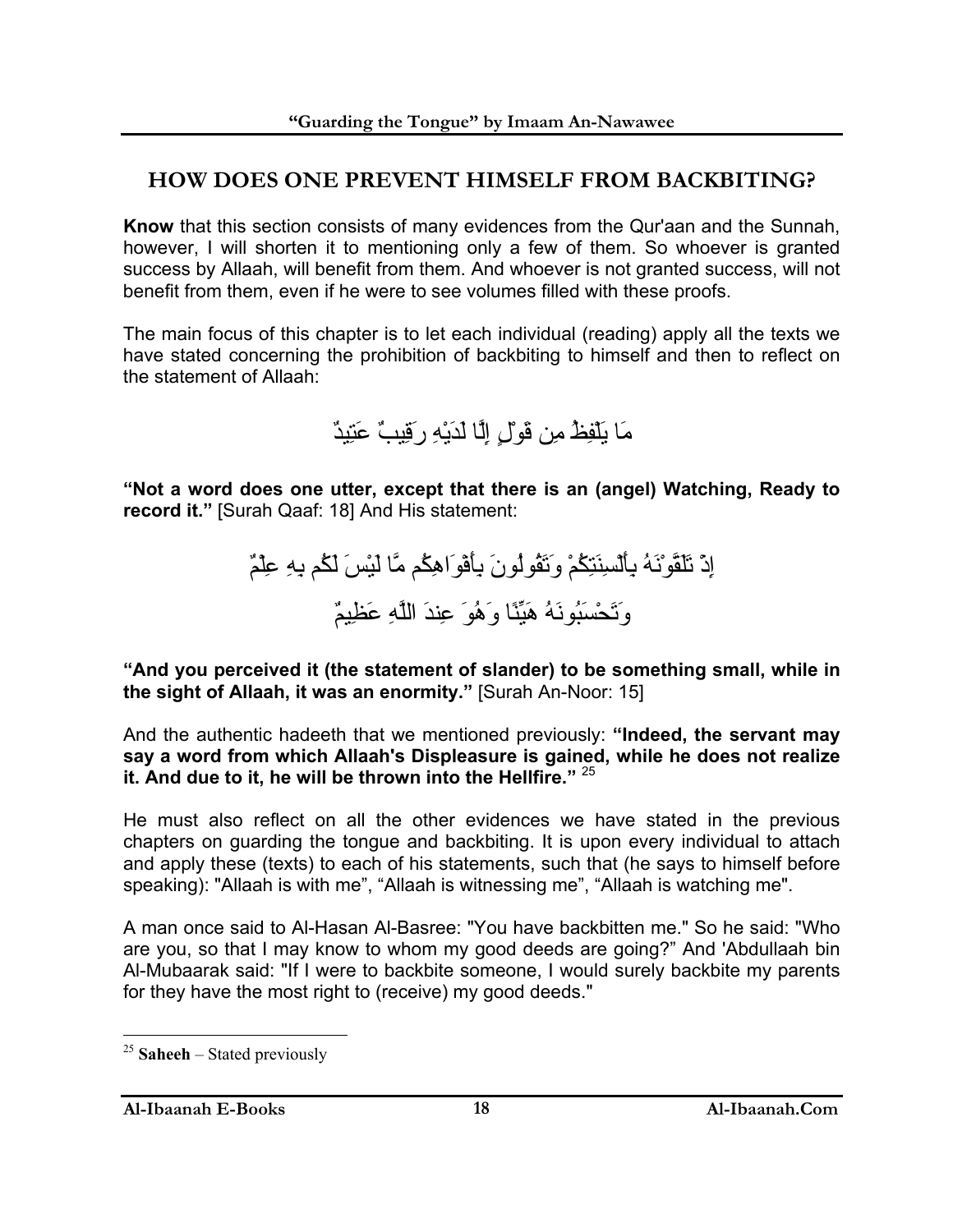## HOW DOES ONE PREVENT HIMSELF FROM BACKBITING?

**Know** that this section consists of many evidences from the Qur'aan and the Sunnah, however, I will shorten it to mentioning only a few of them. So whoever is granted success by Allaah, will benefit from them. And whoever is not granted success, will not benefit from them, even if he were to see volumes filled with these proofs.

The main focus of this chapter is to let each individual (reading) apply all the texts we have stated concerning the prohibition of backbiting to himself and then to reflect on the statement of Allaah:

مَا يَلْفِظُ مِن قَوْلٍ إِلَّا لَدَيْهِ رَقِيبٌ عَتِيدٌ

**"Not a word does one utter, except that there is an (angel) Watching, Ready to record it."** [Surah Qaaf: 18] And His statement:

إِذْ تَلَقَّوْنَهُ بِأَلْسِنَتِكُمْ وَتَقُولُونَ بِأَفْوَاهِكُم مَّا لَيْسَ لَكُم بِهِ عِلْمٌ وَتَحْسَبُونَهُ هَيِّنًا وَهُوَ عِندَ اللَّهِ عَظِيمٌ

**"And you perceived it (the statement of slander) to be something small, while in the sight of Allaah, it was an enormity."** [Surah An-Noor: 15]

And the authentic hadeeth that we mentioned previously: **"Indeed, the servant may say a word from which Allaah's Displeasure is gained, while he does not realize it. And due to it, he will be thrown into the Hellfire."** [25]

He must also reflect on all the other evidences we have stated in the previous chapters on guarding the tongue and backbiting. It is upon every individual to attach and apply these (texts) to each of his statements, such that (he says to himself before speaking): "Allaah is with me", "Allaah is witnessing me", "Allaah is watching me".

A man once said to Al-Hasan Al-Basree: "You have backbitten me." So he said: "Who are you, so that I may know to whom my good deeds are going?" And 'Abdullaah bin Al-Mubaarak said: "If I were to backbite someone, I would surely backbite my parents for they have the most right to (receive) my good deeds."

---

[25] **Saheeh** – Stated previously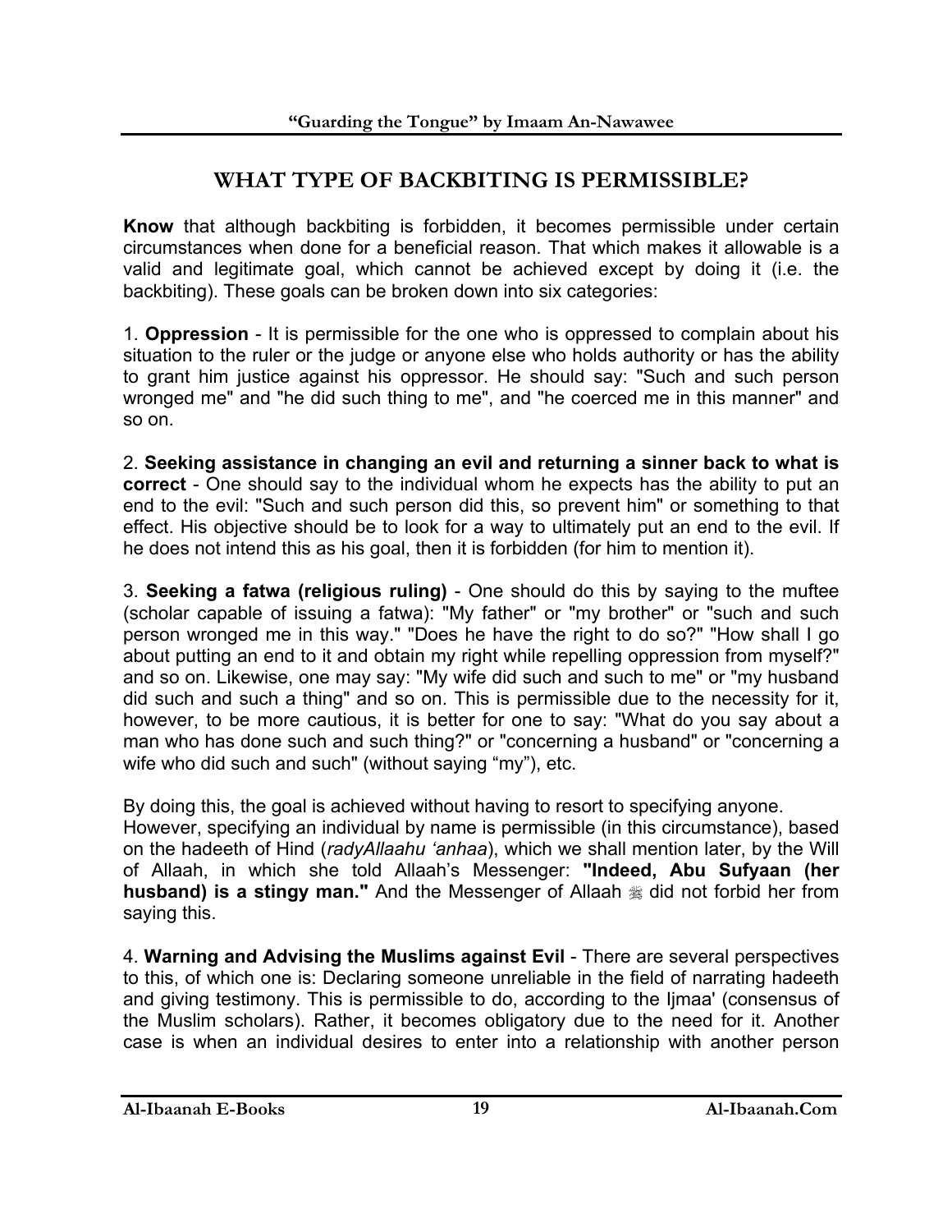## WHAT TYPE OF BACKBITING IS PERMISSIBLE?

**Know** that although backbiting is forbidden, it becomes permissible under certain circumstances when done for a beneficial reason. That which makes it allowable is a valid and legitimate goal, which cannot be achieved except by doing it (i.e. the backbiting). These goals can be broken down into six categories:

1. **Oppression** - It is permissible for the one who is oppressed to complain about his situation to the ruler or the judge or anyone else who holds authority or has the ability to grant him justice against his oppressor. He should say: "Such and such person wronged me" and "he did such thing to me", and "he coerced me in this manner" and so on.

2. **Seeking assistance in changing an evil and returning a sinner back to what is correct** - One should say to the individual whom he expects has the ability to put an end to the evil: "Such and such person did this, so prevent him" or something to that effect. His objective should be to look for a way to ultimately put an end to the evil. If he does not intend this as his goal, then it is forbidden (for him to mention it).

3. **Seeking a fatwa (religious ruling)** - One should do this by saying to the muftee (scholar capable of issuing a fatwa): "My father" or "my brother" or "such and such person wronged me in this way." "Does he have the right to do so?" "How shall I go about putting an end to it and obtain my right while repelling oppression from myself?" and so on. Likewise, one may say: "My wife did such and such to me" or "my husband did such and such a thing" and so on. This is permissible due to the necessity for it, however, to be more cautious, it is better for one to say: "What do you say about a man who has done such and such thing?" or "concerning a husband" or "concerning a wife who did such and such" (without saying "my"), etc.

By doing this, the goal is achieved without having to resort to specifying anyone.
However, specifying an individual by name is permissible (in this circumstance), based on the hadeeth of Hind (*radyAllaahu 'anhaa*), which we shall mention later, by the Will of Allaah, in which she told Allaah's Messenger: **"Indeed, Abu Sufyaan (her husband) is a stingy man."** And the Messenger of Allaah ﷺ did not forbid her from saying this.

4. **Warning and Advising the Muslims against Evil** - There are several perspectives to this, of which one is: Declaring someone unreliable in the field of narrating hadeeth and giving testimony. This is permissible to do, according to the Ijmaa' (consensus of the Muslim scholars). Rather, it becomes obligatory due to the need for it. Another case is when an individual desires to enter into a relationship with another person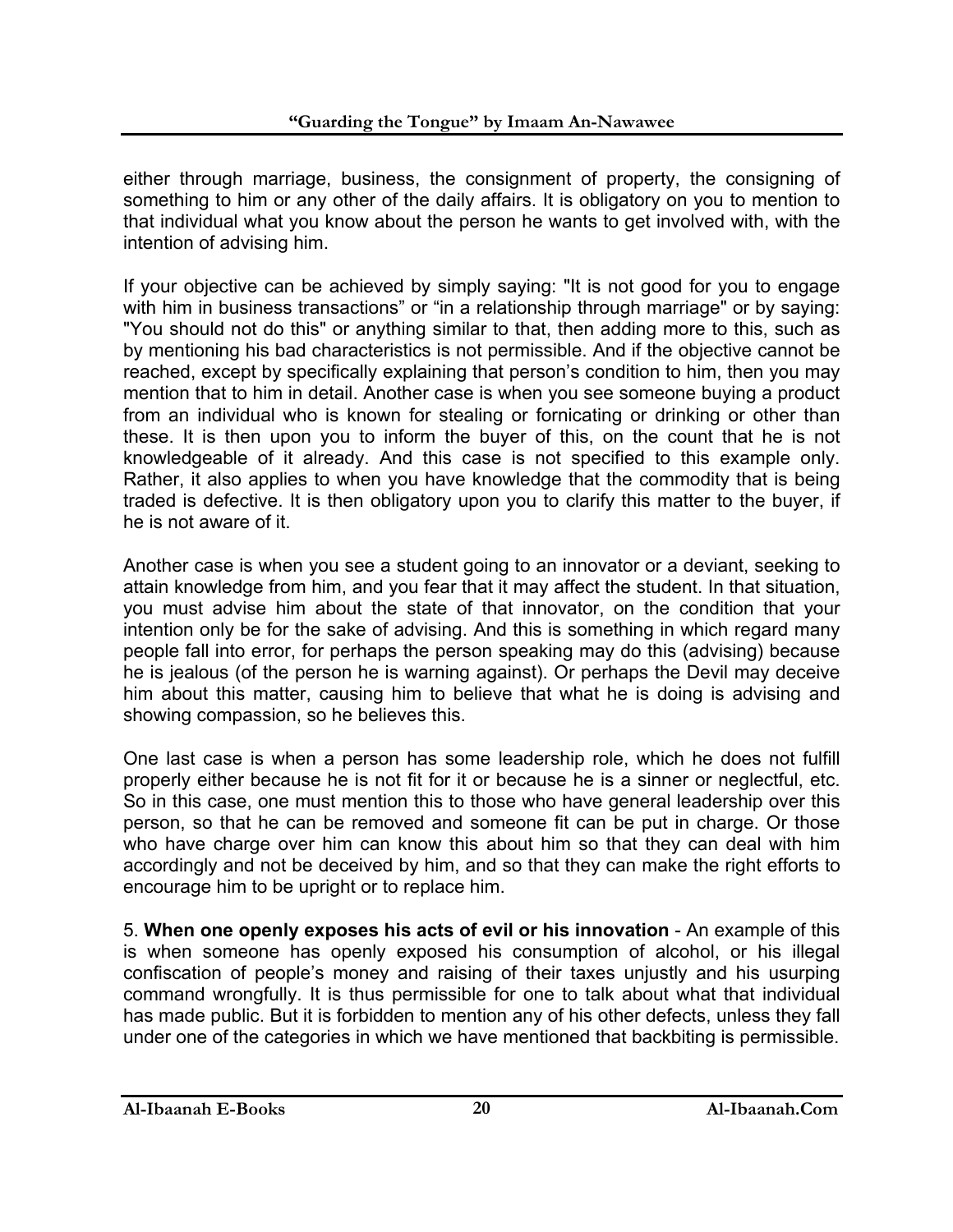either through marriage, business, the consignment of property, the consigning of something to him or any other of the daily affairs. It is obligatory on you to mention to that individual what you know about the person he wants to get involved with, with the intention of advising him.

If your objective can be achieved by simply saying: "It is not good for you to engage with him in business transactions" or "in a relationship through marriage" or by saying: "You should not do this" or anything similar to that, then adding more to this, such as by mentioning his bad characteristics is not permissible. And if the objective cannot be reached, except by specifically explaining that person's condition to him, then you may mention that to him in detail. Another case is when you see someone buying a product from an individual who is known for stealing or fornicating or drinking or other than these. It is then upon you to inform the buyer of this, on the count that he is not knowledgeable of it already. And this case is not specified to this example only. Rather, it also applies to when you have knowledge that the commodity that is being traded is defective. It is then obligatory upon you to clarify this matter to the buyer, if he is not aware of it.

Another case is when you see a student going to an innovator or a deviant, seeking to attain knowledge from him, and you fear that it may affect the student. In that situation, you must advise him about the state of that innovator, on the condition that your intention only be for the sake of advising. And this is something in which regard many people fall into error, for perhaps the person speaking may do this (advising) because he is jealous (of the person he is warning against). Or perhaps the Devil may deceive him about this matter, causing him to believe that what he is doing is advising and showing compassion, so he believes this.

One last case is when a person has some leadership role, which he does not fulfill properly either because he is not fit for it or because he is a sinner or neglectful, etc. So in this case, one must mention this to those who have general leadership over this person, so that he can be removed and someone fit can be put in charge. Or those who have charge over him can know this about him so that they can deal with him accordingly and not be deceived by him, and so that they can make the right efforts to encourage him to be upright or to replace him.

5. **When one openly exposes his acts of evil or his innovation** - An example of this is when someone has openly exposed his consumption of alcohol, or his illegal confiscation of people's money and raising of their taxes unjustly and his usurping command wrongfully. It is thus permissible for one to talk about what that individual has made public. But it is forbidden to mention any of his other defects, unless they fall under one of the categories in which we have mentioned that backbiting is permissible.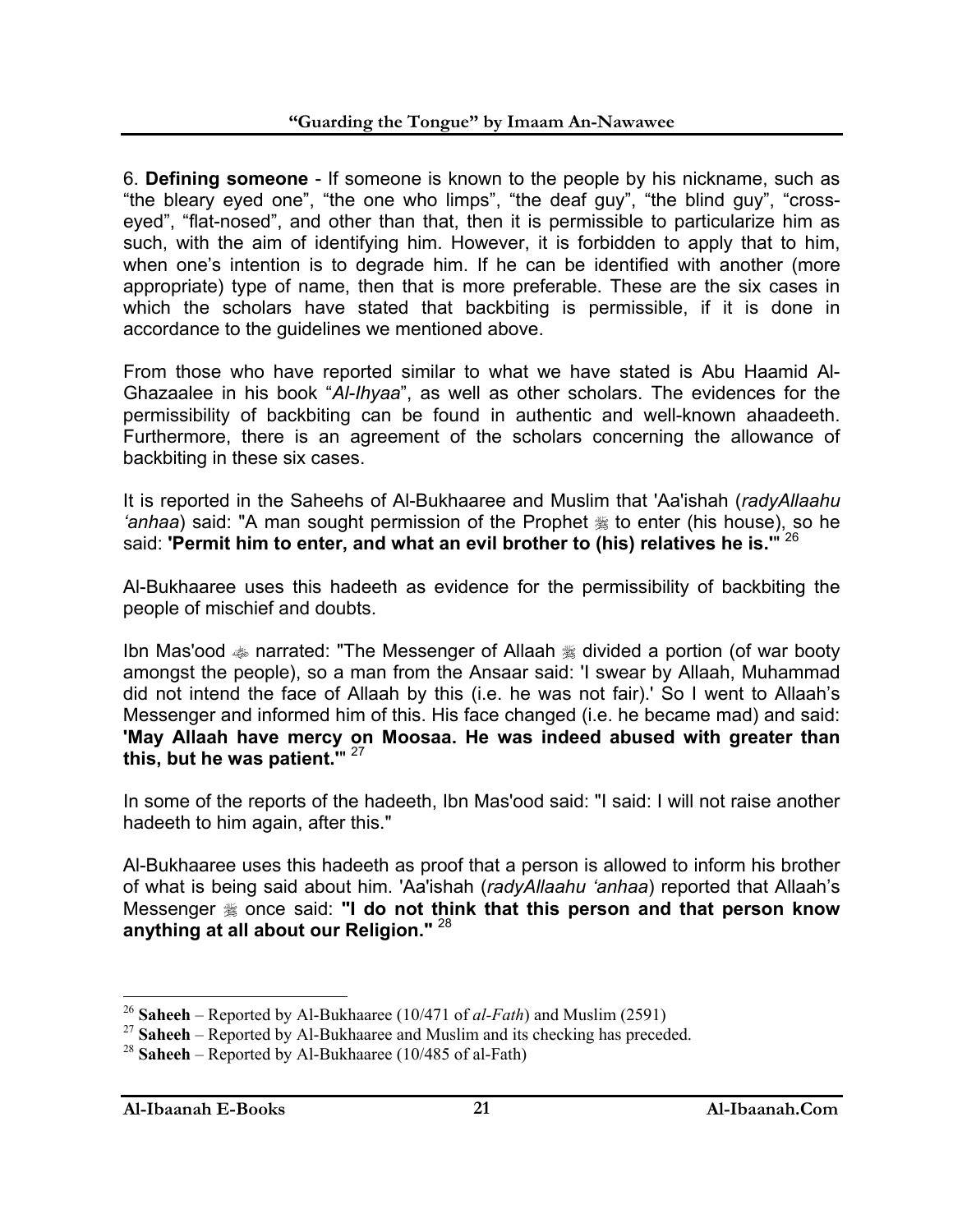6. **Defining someone** - If someone is known to the people by his nickname, such as "the bleary eyed one", "the one who limps", "the deaf guy", "the blind guy", "cross-eyed", "flat-nosed", and other than that, then it is permissible to particularize him as such, with the aim of identifying him. However, it is forbidden to apply that to him, when one's intention is to degrade him. If he can be identified with another (more appropriate) type of name, then that is more preferable. These are the six cases in which the scholars have stated that backbiting is permissible, if it is done in accordance to the guidelines we mentioned above.

From those who have reported similar to what we have stated is Abu Haamid Al-Ghazaalee in his book "*Al-Ihyaa*", as well as other scholars. The evidences for the permissibility of backbiting can be found in authentic and well-known ahaadeeth. Furthermore, there is an agreement of the scholars concerning the allowance of backbiting in these six cases.

It is reported in the Saheehs of Al-Bukhaaree and Muslim that 'Aa'ishah (*radyAllaahu 'anhaa*) said: "A man sought permission of the Prophet ﷺ to enter (his house), so he said: **'Permit him to enter, and what an evil brother to (his) relatives he is.'**" [26]

Al-Bukhaaree uses this hadeeth as evidence for the permissibility of backbiting the people of mischief and doubts.

Ibn Mas'ood (radyAllaahu 'anhu) narrated: "The Messenger of Allaah ﷺ divided a portion (of war booty amongst the people), so a man from the Ansaar said: 'I swear by Allaah, Muhammad did not intend the face of Allaah by this (i.e. he was not fair).' So I went to Allaah's Messenger and informed him of this. His face changed (i.e. he became mad) and said: **'May Allaah have mercy on Moosaa. He was indeed abused with greater than this, but he was patient.'**" [27]

In some of the reports of the hadeeth, Ibn Mas'ood said: "I said: I will not raise another hadeeth to him again, after this."

Al-Bukhaaree uses this hadeeth as proof that a person is allowed to inform his brother of what is being said about him. 'Aa'ishah (*radyAllaahu 'anhaa*) reported that Allaah's Messenger ﷺ once said: **"I do not think that this person and that person know anything at all about our Religion."** [28]

---

[26] **Saheeh** – Reported by Al-Bukhaaree (10/471 of *al-Fath*) and Muslim (2591)

[27] **Saheeh** – Reported by Al-Bukhaaree and Muslim and its checking has preceded.

[28] **Saheeh** – Reported by Al-Bukhaaree (10/485 of al-Fath)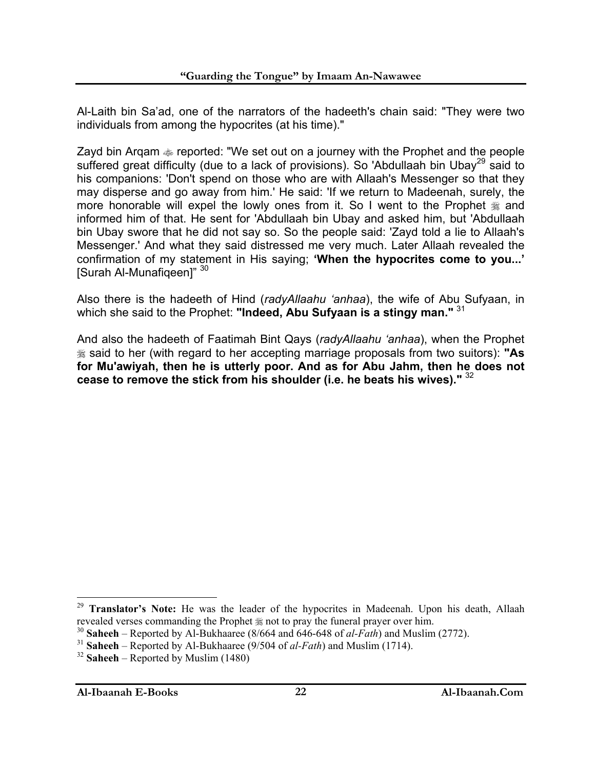Al-Laith bin Sa'ad, one of the narrators of the hadeeth's chain said: "They were two individuals from among the hypocrites (at his time)."

Zayd bin Arqam ﵁ reported: "We set out on a journey with the Prophet and the people suffered great difficulty (due to a lack of provisions). So 'Abdullaah bin Ubay[29] said to his companions: 'Don't spend on those who are with Allaah's Messenger so that they may disperse and go away from him.' He said: 'If we return to Madeenah, surely, the more honorable will expel the lowly ones from it. So I went to the Prophet ﷺ and informed him of that. He sent for 'Abdullaah bin Ubay and asked him, but 'Abdullaah bin Ubay swore that he did not say so. So the people said: 'Zayd told a lie to Allaah's Messenger.' And what they said distressed me very much. Later Allaah revealed the confirmation of my statement in His saying; **'When the hypocrites come to you...'** [Surah Al-Munafiqeen]" [30]

Also there is the hadeeth of Hind (*radyAllaahu 'anhaa*), the wife of Abu Sufyaan, in which she said to the Prophet: **"Indeed, Abu Sufyaan is a stingy man."** [31]

And also the hadeeth of Faatimah Bint Qays (*radyAllaahu 'anhaa*), when the Prophet ﷺ said to her (with regard to her accepting marriage proposals from two suitors): **"As for Mu'awiyah, then he is utterly poor. And as for Abu Jahm, then he does not cease to remove the stick from his shoulder (i.e. he beats his wives)."** [32]

---

[29] **Translator's Note:** He was the leader of the hypocrites in Madeenah. Upon his death, Allaah revealed verses commanding the Prophet ﷺ not to pray the funeral prayer over him.

[30] **Saheeh** – Reported by Al-Bukhaaree (8/664 and 646-648 of *al-Fath*) and Muslim (2772).

[31] **Saheeh** – Reported by Al-Bukhaaree (9/504 of *al-Fath*) and Muslim (1714).

[32] **Saheeh** – Reported by Muslim (1480)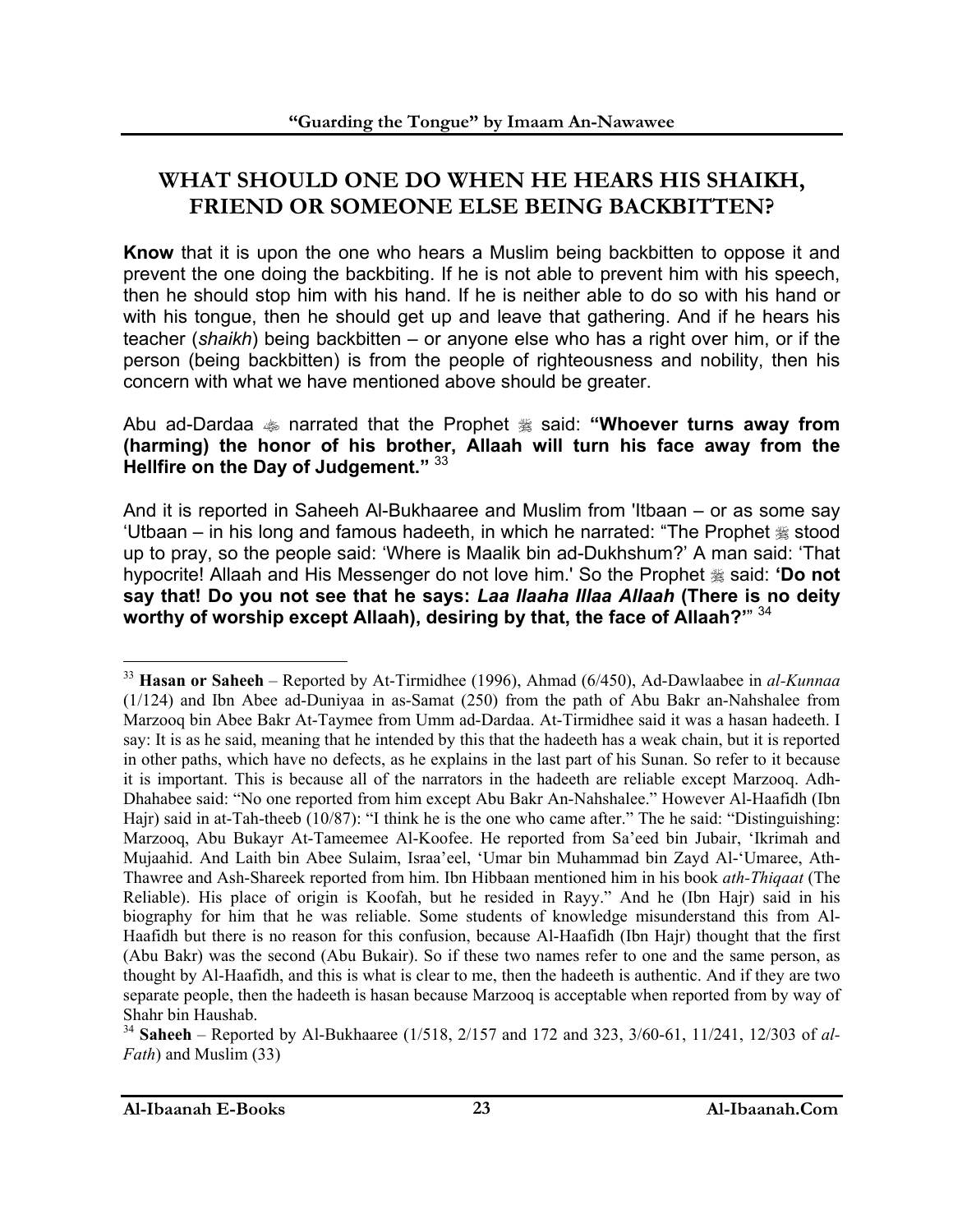## WHAT SHOULD ONE DO WHEN HE HEARS HIS SHAIKH, FRIEND OR SOMEONE ELSE BEING BACKBITTEN?

**Know** that it is upon the one who hears a Muslim being backbitten to oppose it and prevent the one doing the backbiting. If he is not able to prevent him with his speech, then he should stop him with his hand. If he is neither able to do so with his hand or with his tongue, then he should get up and leave that gathering. And if he hears his teacher (*shaikh*) being backbitten – or anyone else who has a right over him, or if the person (being backbitten) is from the people of righteousness and nobility, then his concern with what we have mentioned above should be greater.

Abu ad-Dardaa ﵁ narrated that the Prophet ﷺ said: **"Whoever turns away from (harming) the honor of his brother, Allaah will turn his face away from the Hellfire on the Day of Judgement."** [33]

And it is reported in Saheeh Al-Bukhaaree and Muslim from 'Itbaan – or as some say 'Utbaan – in his long and famous hadeeth, in which he narrated: "The Prophet ﷺ stood up to pray, so the people said: 'Where is Maalik bin ad-Dukhshum?' A man said: 'That hypocrite! Allaah and His Messenger do not love him.' So the Prophet ﷺ said: **'Do not say that! Do you not see that he says: *Laa Ilaaha Illaa Allaah* (There is no deity worthy of worship except Allaah), desiring by that, the face of Allaah?'"** [34]

---

[33] **Hasan or Saheeh** – Reported by At-Tirmidhee (1996), Ahmad (6/450), Ad-Dawlaabee in *al-Kunnaa* (1/124) and Ibn Abee ad-Duniyaa in as-Samat (250) from the path of Abu Bakr an-Nahshalee from Marzooq bin Abee Bakr At-Taymee from Umm ad-Dardaa. At-Tirmidhee said it was a hasan hadeeth. I say: It is as he said, meaning that he intended by this that the hadeeth has a weak chain, but it is reported in other paths, which have no defects, as he explains in the last part of his Sunan. So refer to it because it is important. This is because all of the narrators in the hadeeth are reliable except Marzooq. Adh-Dhahabee said: "No one reported from him except Abu Bakr An-Nahshalee." However Al-Haafidh (Ibn Hajr) said in at-Tah-theeb (10/87): "I think he is the one who came after." The he said: "Distinguishing: Marzooq, Abu Bukayr At-Tameemee Al-Koofee. He reported from Sa'eed bin Jubair, 'Ikrimah and Mujaahid. And Laith bin Abee Sulaim, Israa'eel, 'Umar bin Muhammad bin Zayd Al-'Umaree, Ath-Thawree and Ash-Shareek reported from him. Ibn Hibbaan mentioned him in his book *ath-Thiqaat* (The Reliable). His place of origin is Koofah, but he resided in Rayy." And he (Ibn Hajr) said in his biography for him that he was reliable. Some students of knowledge misunderstand this from Al-Haafidh but there is no reason for this confusion, because Al-Haafidh (Ibn Hajr) thought that the first (Abu Bakr) was the second (Abu Bukair). So if these two names refer to one and the same person, as thought by Al-Haafidh, and this is what is clear to me, then the hadeeth is authentic. And if they are two separate people, then the hadeeth is hasan because Marzooq is acceptable when reported from by way of Shahr bin Haushab.

[34] **Saheeh** – Reported by Al-Bukhaaree (1/518, 2/157 and 172 and 323, 3/60-61, 11/241, 12/303 of *al-Fath*) and Muslim (33)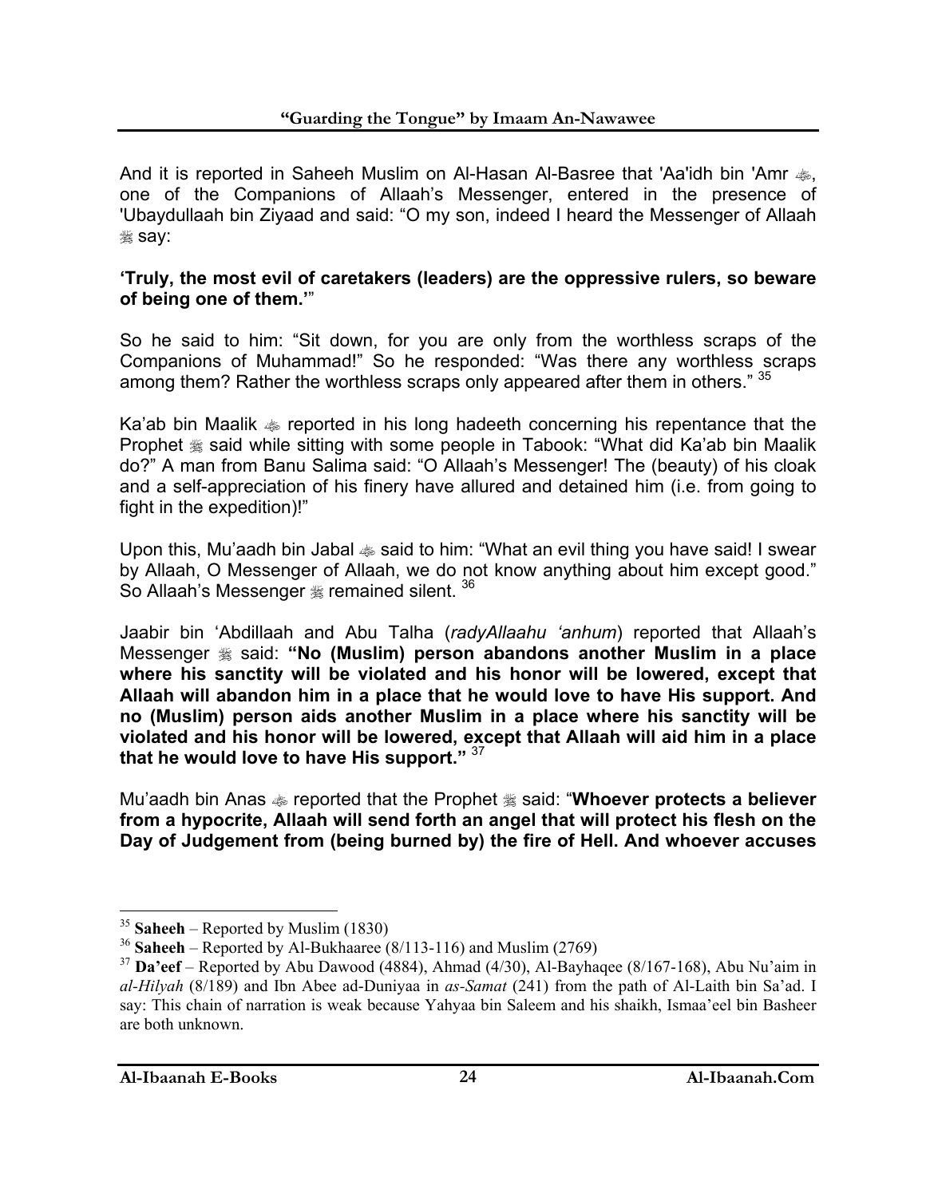And it is reported in Saheeh Muslim on Al-Hasan Al-Basree that 'Aa'idh bin 'Amr ﷺ, one of the Companions of Allaah's Messenger, entered in the presence of 'Ubaydullaah bin Ziyaad and said: "O my son, indeed I heard the Messenger of Allaah ﷺ say:

**'Truly, the most evil of caretakers (leaders) are the oppressive rulers, so beware of being one of them.'**"

So he said to him: "Sit down, for you are only from the worthless scraps of the Companions of Muhammad!" So he responded: "Was there any worthless scraps among them? Rather the worthless scraps only appeared after them in others." [35]

Ka'ab bin Maalik ﷺ reported in his long hadeeth concerning his repentance that the Prophet ﷺ said while sitting with some people in Tabook: "What did Ka'ab bin Maalik do?" A man from Banu Salima said: "O Allaah's Messenger! The (beauty) of his cloak and a self-appreciation of his finery have allured and detained him (i.e. from going to fight in the expedition)!"

Upon this, Mu'aadh bin Jabal ﷺ said to him: "What an evil thing you have said! I swear by Allaah, O Messenger of Allaah, we do not know anything about him except good." So Allaah's Messenger ﷺ remained silent. [36]

Jaabir bin 'Abdillaah and Abu Talha (*radyAllaahu 'anhum*) reported that Allaah's Messenger ﷺ said: **"No (Muslim) person abandons another Muslim in a place where his sanctity will be violated and his honor will be lowered, except that Allaah will abandon him in a place that he would love to have His support. And no (Muslim) person aids another Muslim in a place where his sanctity will be violated and his honor will be lowered, except that Allaah will aid him in a place that he would love to have His support."** [37]

Mu'aadh bin Anas ﷺ reported that the Prophet ﷺ said: "**Whoever protects a believer from a hypocrite, Allaah will send forth an angel that will protect his flesh on the Day of Judgement from (being burned by) the fire of Hell. And whoever accuses**

---

[35] **Saheeh** – Reported by Muslim (1830)

[36] **Saheeh** – Reported by Al-Bukhaaree (8/113-116) and Muslim (2769)

[37] **Da'eef** – Reported by Abu Dawood (4884), Ahmad (4/30), Al-Bayhaqee (8/167-168), Abu Nu'aim in *al-Hilyah* (8/189) and Ibn Abee ad-Duniyaa in *as-Samat* (241) from the path of Al-Laith bin Sa'ad. I say: This chain of narration is weak because Yahyaa bin Saleem and his shaikh, Ismaa'eel bin Basheer are both unknown.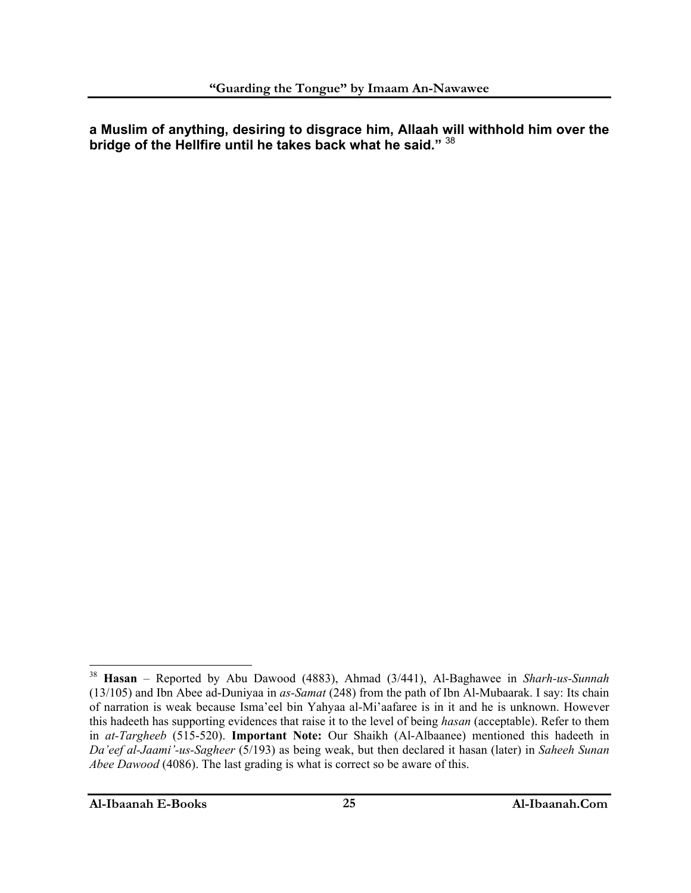**a Muslim of anything, desiring to disgrace him, Allaah will withhold him over the bridge of the Hellfire until he takes back what he said."** [38]

---

[38] **Hasan** – Reported by Abu Dawood (4883), Ahmad (3/441), Al-Baghawee in *Sharh-us-Sunnah* (13/105) and Ibn Abee ad-Duniyaa in *as-Samat* (248) from the path of Ibn Al-Mubaarak. I say: Its chain of narration is weak because Isma'eel bin Yahyaa al-Mi'aafaree is in it and he is unknown. However this hadeeth has supporting evidences that raise it to the level of being *hasan* (acceptable). Refer to them in *at-Targheeb* (515-520). **Important Note:** Our Shaikh (Al-Albaanee) mentioned this hadeeth in *Da'eef al-Jaami'-us-Sagheer* (5/193) as being weak, but then declared it hasan (later) in *Saheeh Sunan Abee Dawood* (4086). The last grading is what is correct so be aware of this.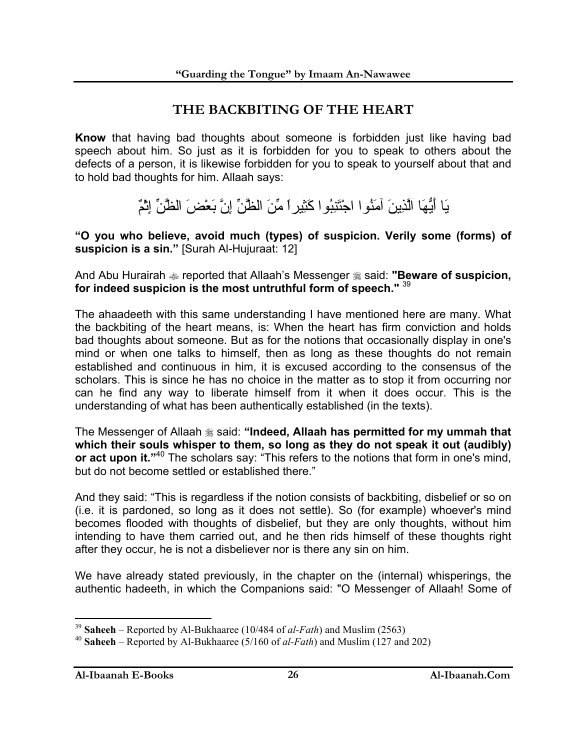# THE BACKBITING OF THE HEART

**Know** that having bad thoughts about someone is forbidden just like having bad speech about him. So just as it is forbidden for you to speak to others about the defects of a person, it is likewise forbidden for you to speak to yourself about that and to hold bad thoughts for him. Allaah says:

يَا أَيُّهَا الَّذِينَ آمَنُوا اجْتَنِبُوا كَثِيراً مِّنَ الظَّنِّ إِنَّ بَعْضَ الظَّنِّ إِثْمٌ

**"O you who believe, avoid much (types) of suspicion. Verily some (forms) of suspicion is a sin."** [Surah Al-Hujuraat: 12]

And Abu Hurairah ﷺ reported that Allaah's Messenger ﷺ said: **"Beware of suspicion, for indeed suspicion is the most untruthful form of speech."** [39]

The ahaadeeth with this same understanding I have mentioned here are many. What the backbiting of the heart means, is: When the heart has firm conviction and holds bad thoughts about someone. But as for the notions that occasionally display in one's mind or when one talks to himself, then as long as these thoughts do not remain established and continuous in him, it is excused according to the consensus of the scholars. This is since he has no choice in the matter as to stop it from occurring nor can he find any way to liberate himself from it when it does occur. This is the understanding of what has been authentically established (in the texts).

The Messenger of Allaah ﷺ said: **"Indeed, Allaah has permitted for my ummah that which their souls whisper to them, so long as they do not speak it out (audibly) or act upon it."**[40] The scholars say: "This refers to the notions that form in one's mind, but do not become settled or established there."

And they said: "This is regardless if the notion consists of backbiting, disbelief or so on (i.e. it is pardoned, so long as it does not settle). So (for example) whoever's mind becomes flooded with thoughts of disbelief, but they are only thoughts, without him intending to have them carried out, and he then rids himself of these thoughts right after they occur, he is not a disbeliever nor is there any sin on him.

We have already stated previously, in the chapter on the (internal) whisperings, the authentic hadeeth, in which the Companions said: "O Messenger of Allaah! Some of

---

[39] **Saheeh** – Reported by Al-Bukhaaree (10/484 of *al-Fath*) and Muslim (2563)

[40] **Saheeh** – Reported by Al-Bukhaaree (5/160 of *al-Fath*) and Muslim (127 and 202)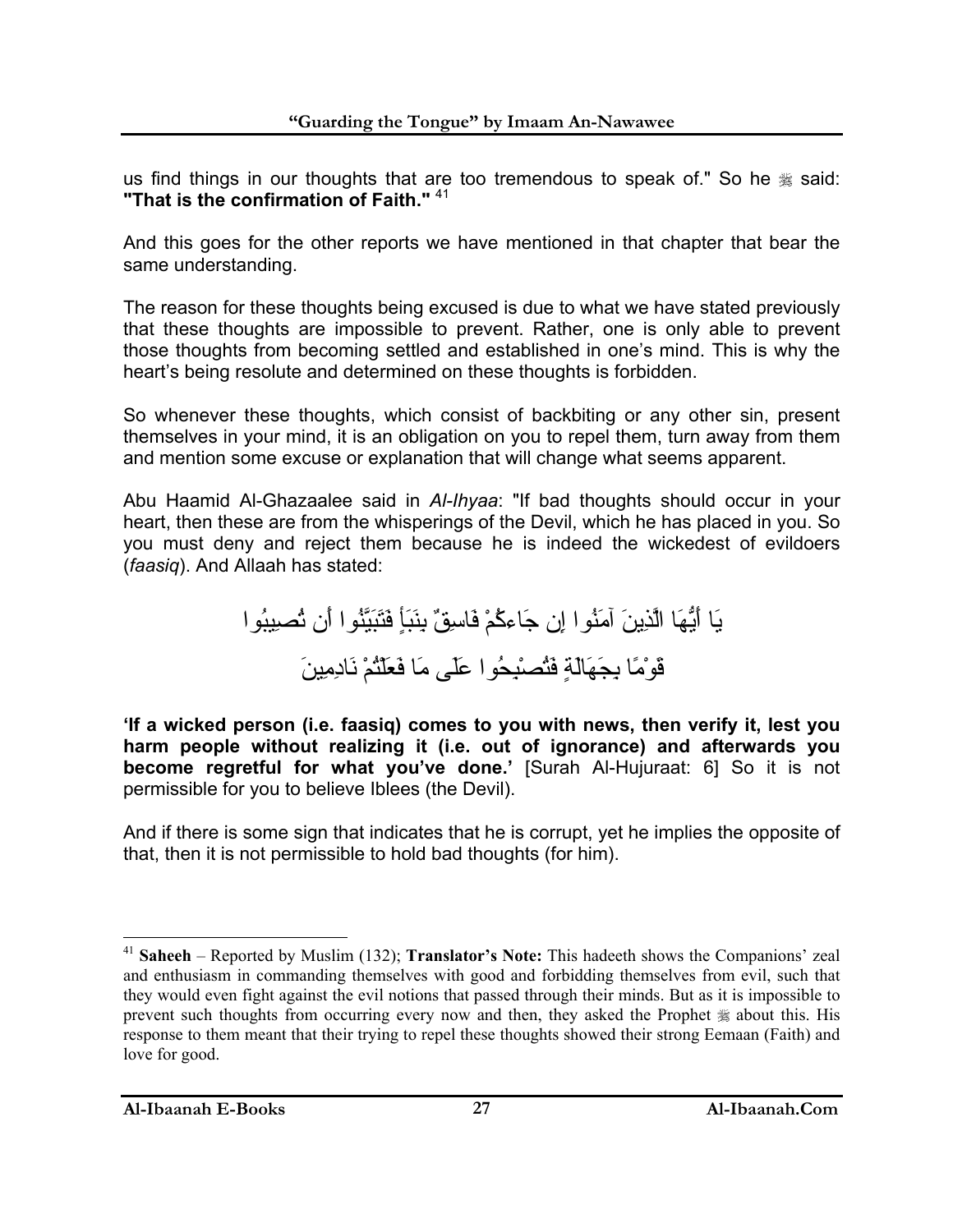us find things in our thoughts that are too tremendous to speak of." So he ﷺ said: **"That is the confirmation of Faith."** [41]

And this goes for the other reports we have mentioned in that chapter that bear the same understanding.

The reason for these thoughts being excused is due to what we have stated previously that these thoughts are impossible to prevent. Rather, one is only able to prevent those thoughts from becoming settled and established in one's mind. This is why the heart's being resolute and determined on these thoughts is forbidden.

So whenever these thoughts, which consist of backbiting or any other sin, present themselves in your mind, it is an obligation on you to repel them, turn away from them and mention some excuse or explanation that will change what seems apparent.

Abu Haamid Al-Ghazaalee said in *Al-Ihyaa*: "If bad thoughts should occur in your heart, then these are from the whisperings of the Devil, which he has placed in you. So you must deny and reject them because he is indeed the wickedest of evildoers (*faasiq*). And Allaah has stated:

يَا أَيُّهَا الَّذِينَ آمَنُوا إِن جَاءكُمْ فَاسِقٌ بِنَبَأٍ فَتَبَيَّنُوا أَن تُصِيبُوا قَوْمًا بِجَهَالَةٍ فَتُصْبِحُوا عَلَى مَا فَعَلْتُمْ نَادِمِينَ

**'If a wicked person (i.e. faasiq) comes to you with news, then verify it, lest you harm people without realizing it (i.e. out of ignorance) and afterwards you become regretful for what you've done.'** [Surah Al-Hujuraat: 6] So it is not permissible for you to believe Iblees (the Devil).

And if there is some sign that indicates that he is corrupt, yet he implies the opposite of that, then it is not permissible to hold bad thoughts (for him).

---

[41] **Saheeh** – Reported by Muslim (132); **Translator's Note:** This hadeeth shows the Companions' zeal and enthusiasm in commanding themselves with good and forbidding themselves from evil, such that they would even fight against the evil notions that passed through their minds. But as it is impossible to prevent such thoughts from occurring every now and then, they asked the Prophet ﷺ about this. His response to them meant that their trying to repel these thoughts showed their strong Eemaan (Faith) and love for good.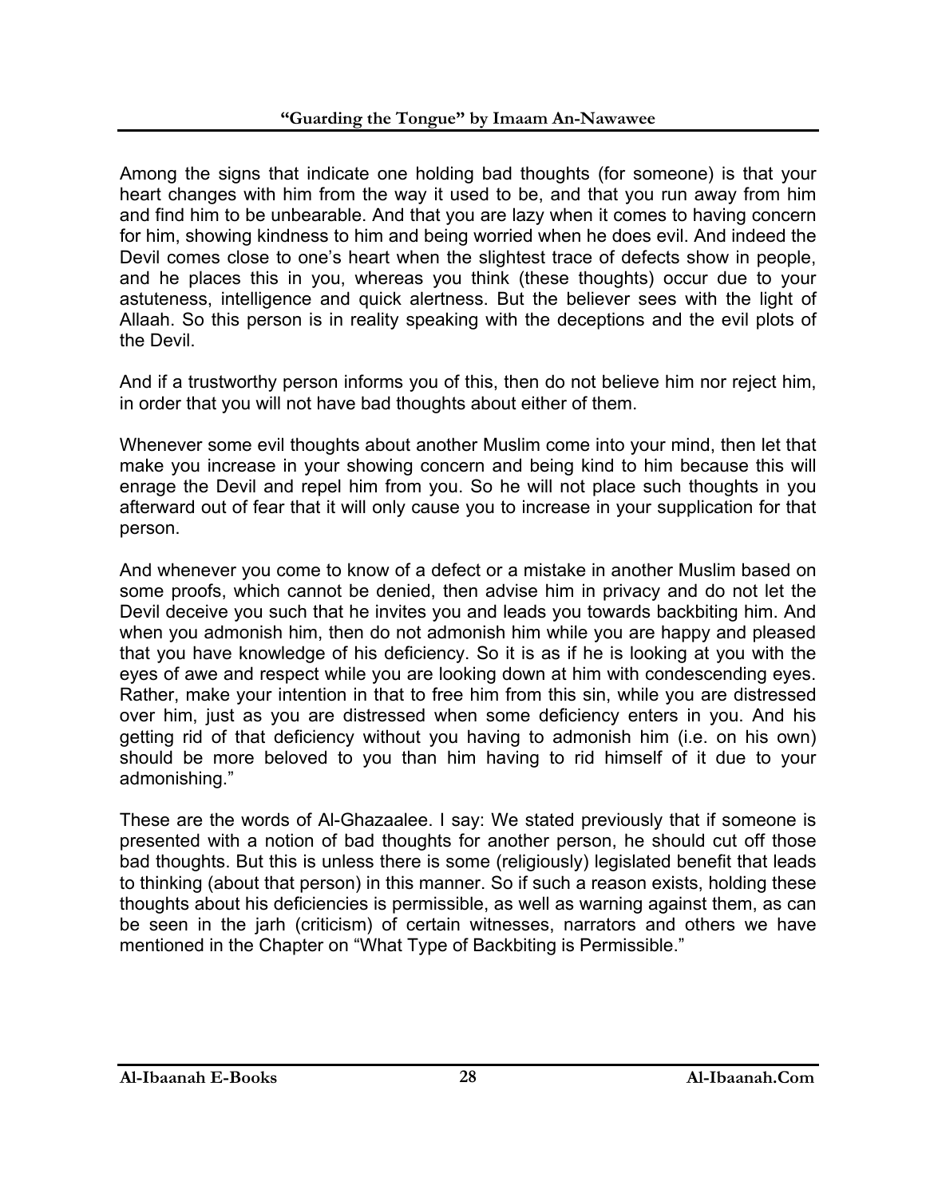Among the signs that indicate one holding bad thoughts (for someone) is that your heart changes with him from the way it used to be, and that you run away from him and find him to be unbearable. And that you are lazy when it comes to having concern for him, showing kindness to him and being worried when he does evil. And indeed the Devil comes close to one's heart when the slightest trace of defects show in people, and he places this in you, whereas you think (these thoughts) occur due to your astuteness, intelligence and quick alertness. But the believer sees with the light of Allaah. So this person is in reality speaking with the deceptions and the evil plots of the Devil.

And if a trustworthy person informs you of this, then do not believe him nor reject him, in order that you will not have bad thoughts about either of them.

Whenever some evil thoughts about another Muslim come into your mind, then let that make you increase in your showing concern and being kind to him because this will enrage the Devil and repel him from you. So he will not place such thoughts in you afterward out of fear that it will only cause you to increase in your supplication for that person.

And whenever you come to know of a defect or a mistake in another Muslim based on some proofs, which cannot be denied, then advise him in privacy and do not let the Devil deceive you such that he invites you and leads you towards backbiting him. And when you admonish him, then do not admonish him while you are happy and pleased that you have knowledge of his deficiency. So it is as if he is looking at you with the eyes of awe and respect while you are looking down at him with condescending eyes. Rather, make your intention in that to free him from this sin, while you are distressed over him, just as you are distressed when some deficiency enters in you. And his getting rid of that deficiency without you having to admonish him (i.e. on his own) should be more beloved to you than him having to rid himself of it due to your admonishing."

These are the words of Al-Ghazaalee. I say: We stated previously that if someone is presented with a notion of bad thoughts for another person, he should cut off those bad thoughts. But this is unless there is some (religiously) legislated benefit that leads to thinking (about that person) in this manner. So if such a reason exists, holding these thoughts about his deficiencies is permissible, as well as warning against them, as can be seen in the jarh (criticism) of certain witnesses, narrators and others we have mentioned in the Chapter on "What Type of Backbiting is Permissible."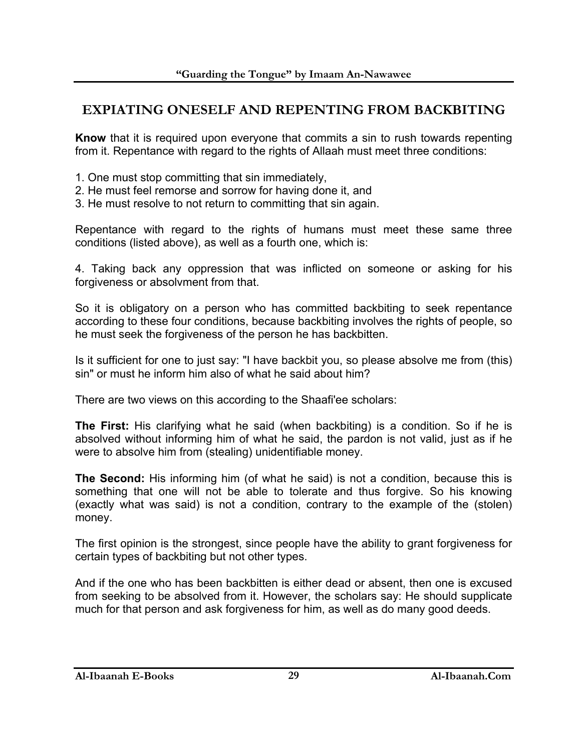## EXPIATING ONESELF AND REPENTING FROM BACKBITING

**Know** that it is required upon everyone that commits a sin to rush towards repenting from it. Repentance with regard to the rights of Allaah must meet three conditions:

1. One must stop committing that sin immediately,
2. He must feel remorse and sorrow for having done it, and
3. He must resolve to not return to committing that sin again.

Repentance with regard to the rights of humans must meet these same three conditions (listed above), as well as a fourth one, which is:

4. Taking back any oppression that was inflicted on someone or asking for his forgiveness or absolvment from that.

So it is obligatory on a person who has committed backbiting to seek repentance according to these four conditions, because backbiting involves the rights of people, so he must seek the forgiveness of the person he has backbitten.

Is it sufficient for one to just say: "I have backbit you, so please absolve me from (this) sin" or must he inform him also of what he said about him?

There are two views on this according to the Shaafi'ee scholars:

**The First:** His clarifying what he said (when backbiting) is a condition. So if he is absolved without informing him of what he said, the pardon is not valid, just as if he were to absolve him from (stealing) unidentifiable money.

**The Second:** His informing him (of what he said) is not a condition, because this is something that one will not be able to tolerate and thus forgive. So his knowing (exactly what was said) is not a condition, contrary to the example of the (stolen) money.

The first opinion is the strongest, since people have the ability to grant forgiveness for certain types of backbiting but not other types.

And if the one who has been backbitten is either dead or absent, then one is excused from seeking to be absolved from it. However, the scholars say: He should supplicate much for that person and ask forgiveness for him, as well as do many good deeds.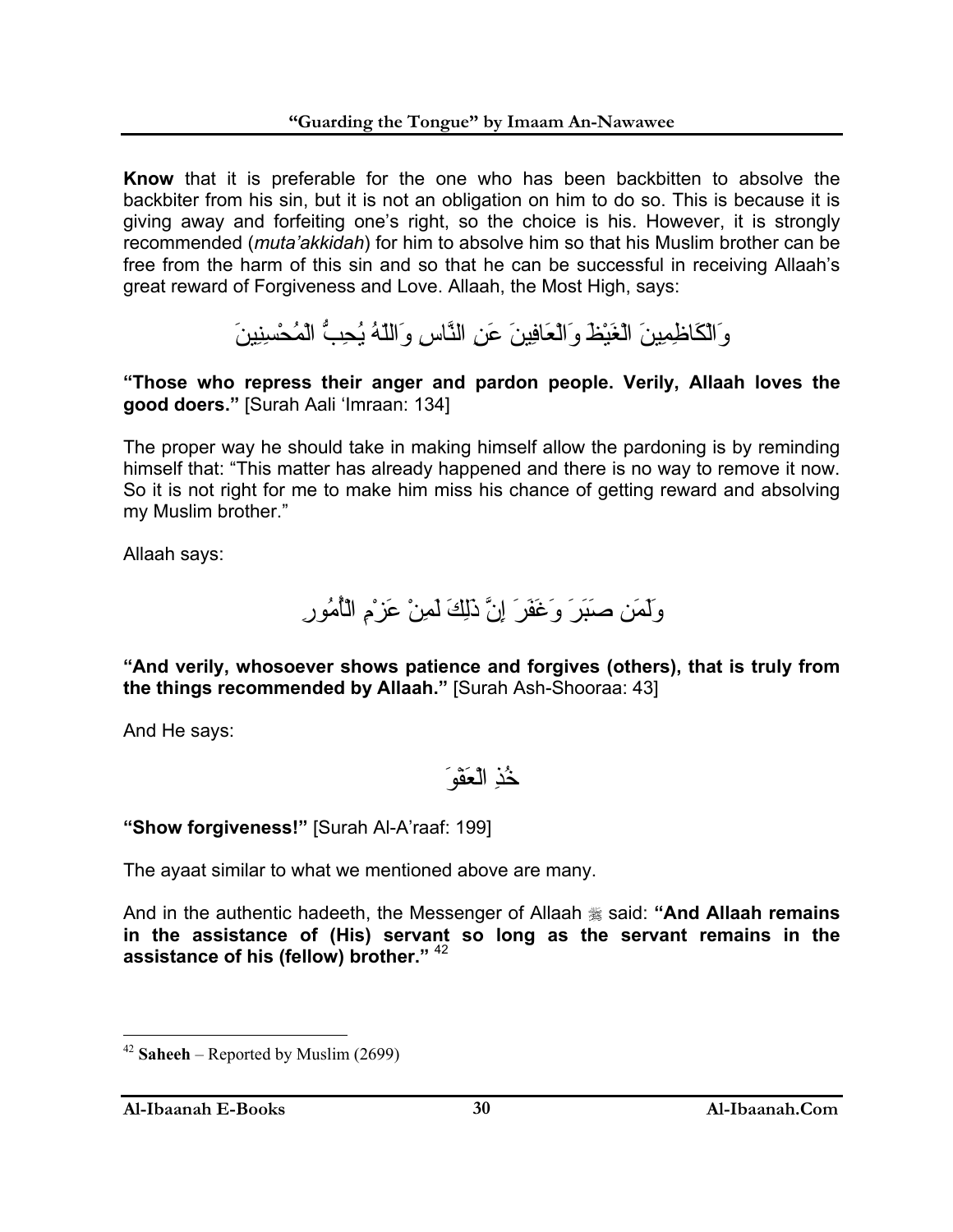**Know** that it is preferable for the one who has been backbitten to absolve the backbiter from his sin, but it is not an obligation on him to do so. This is because it is giving away and forfeiting one's right, so the choice is his. However, it is strongly recommended (*muta'akkidah*) for him to absolve him so that his Muslim brother can be free from the harm of this sin and so that he can be successful in receiving Allaah's great reward of Forgiveness and Love. Allaah, the Most High, says:

وَالْكَاظِمِينَ الْغَيْظَ وَالْعَافِينَ عَنِ النَّاسِ وَاللّهُ يُحِبُّ الْمُحْسِنِينَ

**"Those who repress their anger and pardon people. Verily, Allaah loves the good doers."** [Surah Aali 'Imraan: 134]

The proper way he should take in making himself allow the pardoning is by reminding himself that: "This matter has already happened and there is no way to remove it now. So it is not right for me to make him miss his chance of getting reward and absolving my Muslim brother."

Allaah says:

وَلَمَن صَبَرَ وَغَفَرَ إِنَّ ذَلِكَ لَمِنْ عَزْمِ الْأُمُورِ

**"And verily, whosoever shows patience and forgives (others), that is truly from the things recommended by Allaah."** [Surah Ash-Shooraa: 43]

And He says:

خُذِ الْعَفْوَ

**"Show forgiveness!"** [Surah Al-A'raaf: 199]

The ayaat similar to what we mentioned above are many.

And in the authentic hadeeth, the Messenger of Allaah ﷺ said: **"And Allaah remains in the assistance of (His) servant so long as the servant remains in the assistance of his (fellow) brother."** [42]

---

[42] **Saheeh** – Reported by Muslim (2699)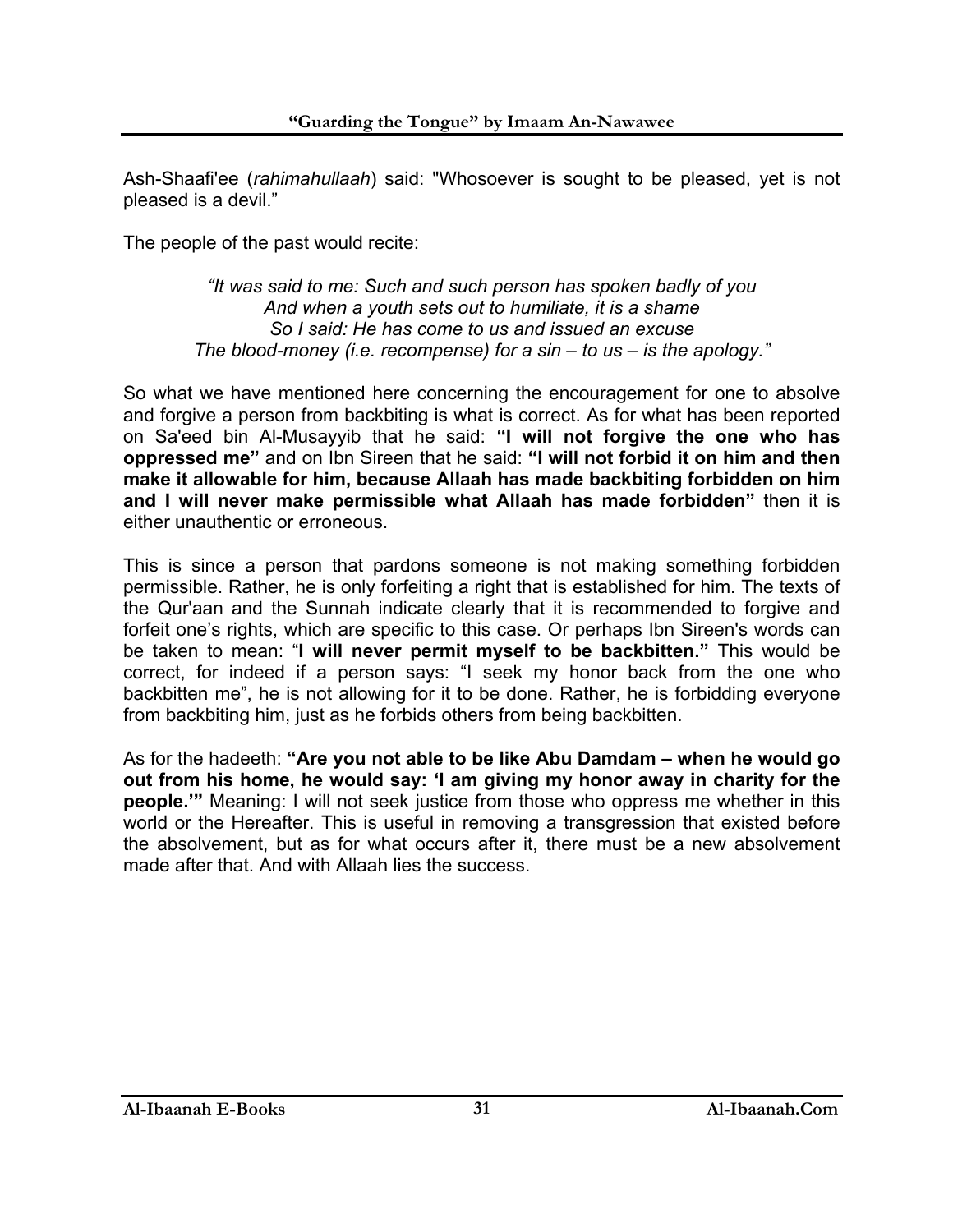Ash-Shaafi'ee (*rahimahullaah*) said: "Whosoever is sought to be pleased, yet is not pleased is a devil."

The people of the past would recite:

> *"It was said to me: Such and such person has spoken badly of you*
> *And when a youth sets out to humiliate, it is a shame*
> *So I said: He has come to us and issued an excuse*
> *The blood-money (i.e. recompense) for a sin – to us – is the apology."*

So what we have mentioned here concerning the encouragement for one to absolve and forgive a person from backbiting is what is correct. As for what has been reported on Sa'eed bin Al-Musayyib that he said: **"I will not forgive the one who has oppressed me"** and on Ibn Sireen that he said: **"I will not forbid it on him and then make it allowable for him, because Allaah has made backbiting forbidden on him and I will never make permissible what Allaah has made forbidden"** then it is either unauthentic or erroneous.

This is since a person that pardons someone is not making something forbidden permissible. Rather, he is only forfeiting a right that is established for him. The texts of the Qur'aan and the Sunnah indicate clearly that it is recommended to forgive and forfeit one's rights, which are specific to this case. Or perhaps Ibn Sireen's words can be taken to mean: "**I will never permit myself to be backbitten."** This would be correct, for indeed if a person says: "I seek my honor back from the one who backbitten me", he is not allowing for it to be done. Rather, he is forbidding everyone from backbiting him, just as he forbids others from being backbitten.

As for the hadeeth: **"Are you not able to be like Abu Damdam – when he would go out from his home, he would say: 'I am giving my honor away in charity for the people.'"** Meaning: I will not seek justice from those who oppress me whether in this world or the Hereafter. This is useful in removing a transgression that existed before the absolvement, but as for what occurs after it, there must be a new absolvement made after that. And with Allaah lies the success.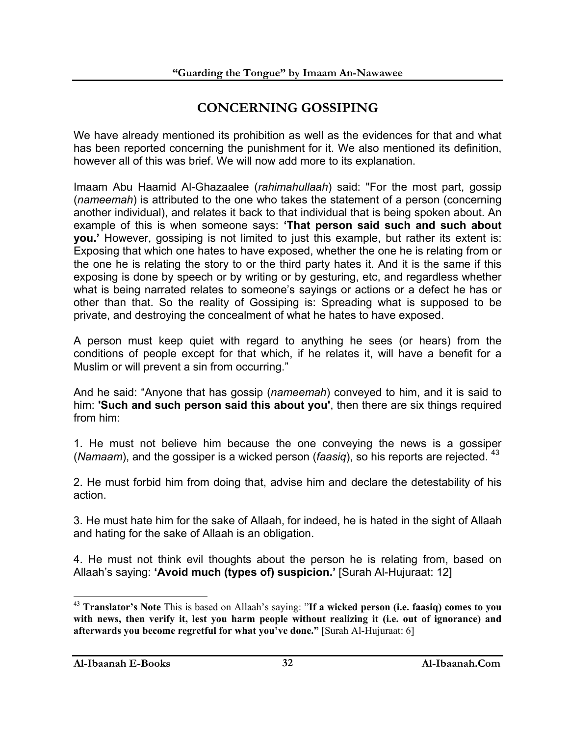## CONCERNING GOSSIPING

We have already mentioned its prohibition as well as the evidences for that and what has been reported concerning the punishment for it. We also mentioned its definition, however all of this was brief. We will now add more to its explanation.

Imaam Abu Haamid Al-Ghazaalee (*rahimahullaah*) said: "For the most part, gossip (*nameemah*) is attributed to the one who takes the statement of a person (concerning another individual), and relates it back to that individual that is being spoken about. An example of this is when someone says: **'That person said such and such about you.'** However, gossiping is not limited to just this example, but rather its extent is: Exposing that which one hates to have exposed, whether the one he is relating from or the one he is relating the story to or the third party hates it. And it is the same if this exposing is done by speech or by writing or by gesturing, etc, and regardless whether what is being narrated relates to someone's sayings or actions or a defect he has or other than that. So the reality of Gossiping is: Spreading what is supposed to be private, and destroying the concealment of what he hates to have exposed.

A person must keep quiet with regard to anything he sees (or hears) from the conditions of people except for that which, if he relates it, will have a benefit for a Muslim or will prevent a sin from occurring."

And he said: "Anyone that has gossip (*nameemah*) conveyed to him, and it is said to him: **'Such and such person said this about you'**, then there are six things required from him:

1. He must not believe him because the one conveying the news is a gossiper (*Namaam*), and the gossiper is a wicked person (*faasiq*), so his reports are rejected. [43]

2. He must forbid him from doing that, advise him and declare the detestability of his action.

3. He must hate him for the sake of Allaah, for indeed, he is hated in the sight of Allaah and hating for the sake of Allaah is an obligation.

4. He must not think evil thoughts about the person he is relating from, based on Allaah's saying: **'Avoid much (types of) suspicion.'** [Surah Al-Hujuraat: 12]

---

[43] **Translator's Note** This is based on Allaah's saying: "**If a wicked person (i.e. faasiq) comes to you with news, then verify it, lest you harm people without realizing it (i.e. out of ignorance) and afterwards you become regretful for what you've done."** [Surah Al-Hujuraat: 6]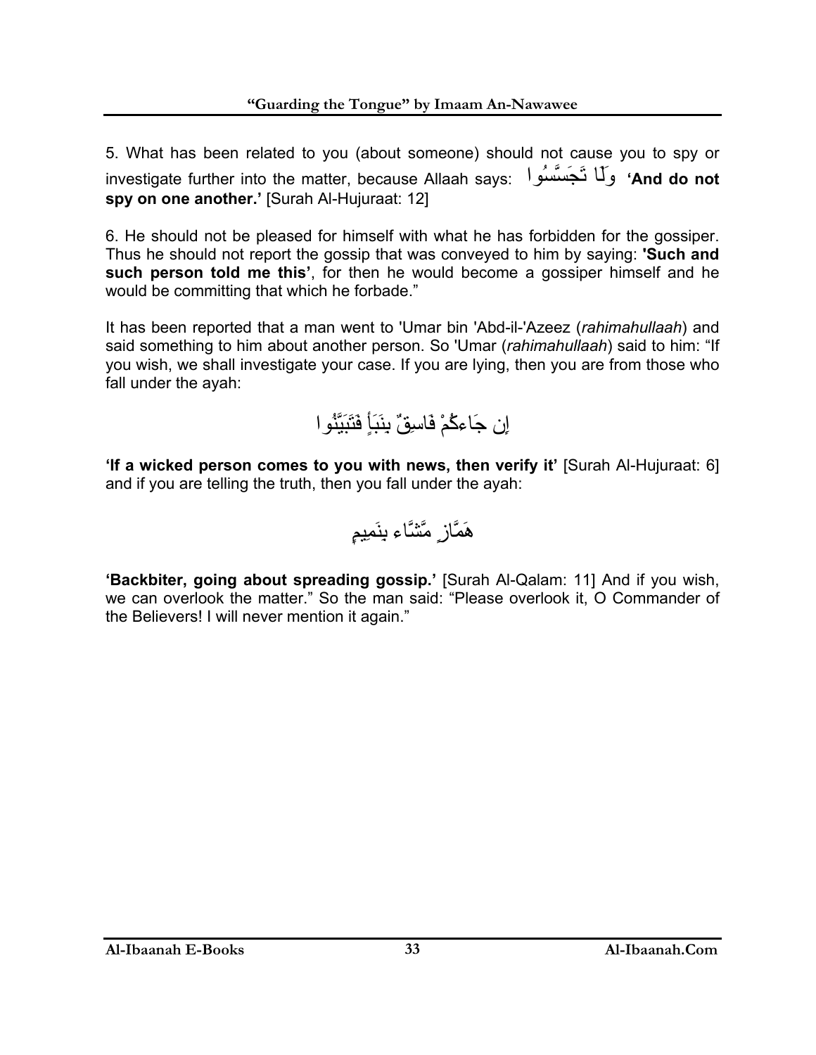5. What has been related to you (about someone) should not cause you to spy or investigate further into the matter, because Allaah says: وَلَا تَجَسَّسُوا **'And do not spy on one another.'** [Surah Al-Hujuraat: 12]

6. He should not be pleased for himself with what he has forbidden for the gossiper. Thus he should not report the gossip that was conveyed to him by saying: **'Such and such person told me this'**, for then he would become a gossiper himself and he would be committing that which he forbade."

It has been reported that a man went to 'Umar bin 'Abd-il-'Azeez (*rahimahullaah*) and said something to him about another person. So 'Umar (*rahimahullaah*) said to him: "If you wish, we shall investigate your case. If you are lying, then you are from those who fall under the ayah:

إِن جَاءكُمْ فَاسِقٌ بِنَبَأٍ فَتَبَيَّنُوا

**'If a wicked person comes to you with news, then verify it'** [Surah Al-Hujuraat: 6] and if you are telling the truth, then you fall under the ayah:

هَمَّازٍ مَّشَّاء بِنَمِيمٍ

**'Backbiter, going about spreading gossip.'** [Surah Al-Qalam: 11] And if you wish, we can overlook the matter." So the man said: "Please overlook it, O Commander of the Believers! I will never mention it again."